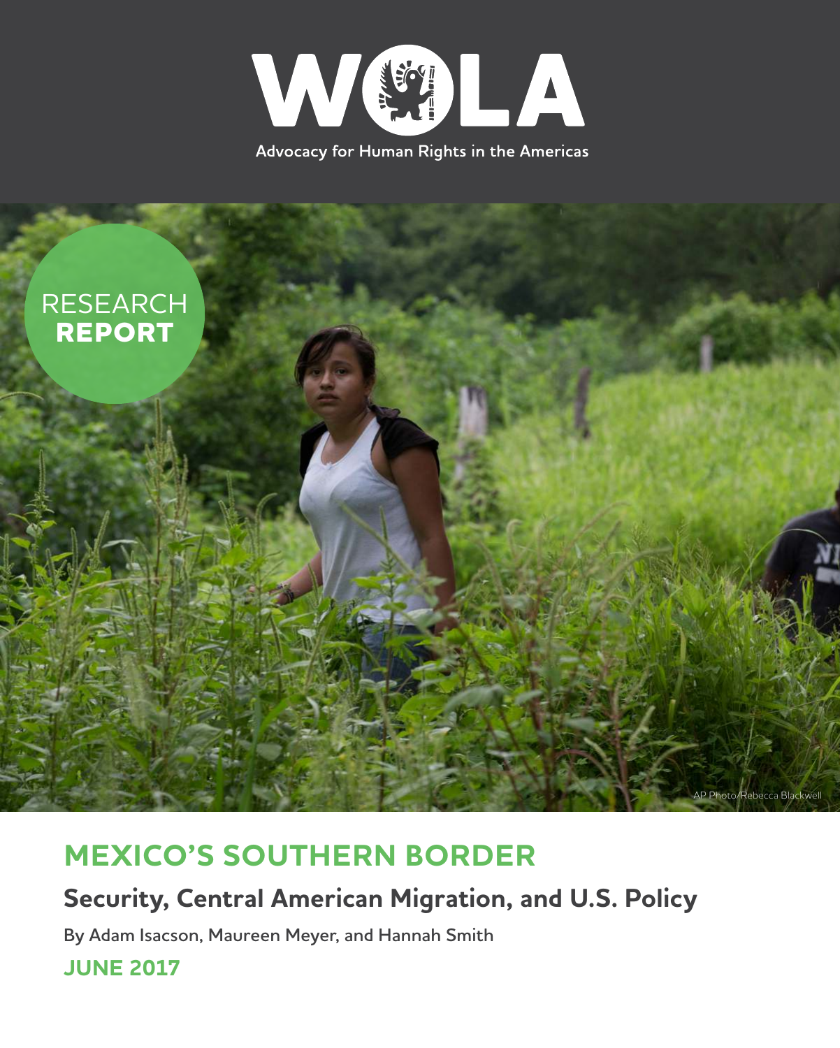WOLA

Advocacy for Human Rights in the Americas

RESEARCH **REPORT**

AP Photo/Rebecca Blackwell

# MEXICO'S SOUTHERN BORDER

## Security, Central American Migration, and U.S. Policy

By Adam Isacson, Maureen Meyer, and Hannah Smith

**JUNE 2017**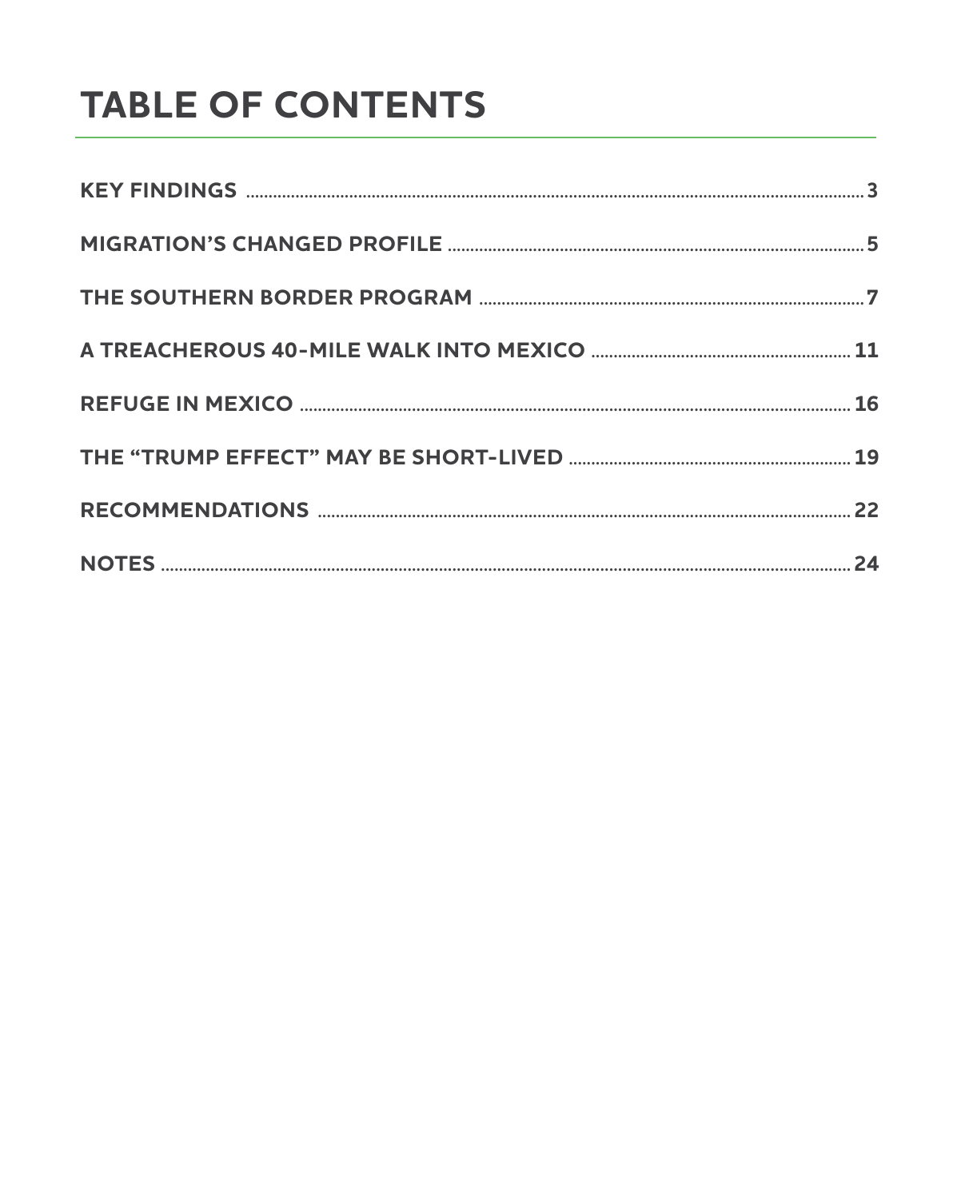# TABLE OF CONTENTS

| | |
|---|---|
| **KEY FINDINGS** | **3** |
| **MIGRATION'S CHANGED PROFILE** | **5** |
| **THE SOUTHERN BORDER PROGRAM** | **7** |
| **A TREACHEROUS 40-MILE WALK INTO MEXICO** | **11** |
| **REFUGE IN MEXICO** | **16** |
| **THE "TRUMP EFFECT" MAY BE SHORT-LIVED** | **19** |
| **RECOMMENDATIONS** | **22** |
| **NOTES** | **24** |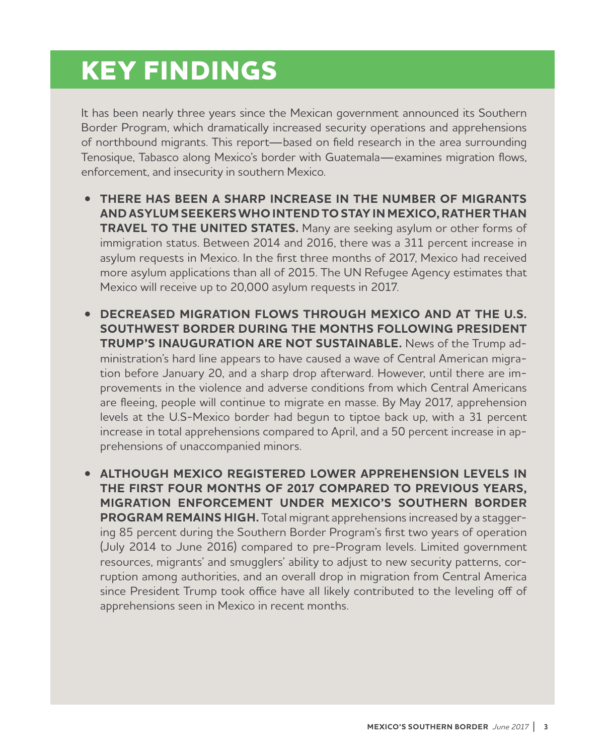# KEY FINDINGS

It has been nearly three years since the Mexican government announced its Southern Border Program, which dramatically increased security operations and apprehensions of northbound migrants. This report—based on field research in the area surrounding Tenosique, Tabasco along Mexico's border with Guatemala—examines migration flows, enforcement, and insecurity in southern Mexico.

- **THERE HAS BEEN A SHARP INCREASE IN THE NUMBER OF MIGRANTS AND ASYLUM SEEKERS WHO INTEND TO STAY IN MEXICO, RATHER THAN TRAVEL TO THE UNITED STATES.** Many are seeking asylum or other forms of immigration status. Between 2014 and 2016, there was a 311 percent increase in asylum requests in Mexico. In the first three months of 2017, Mexico had received more asylum applications than all of 2015. The UN Refugee Agency estimates that Mexico will receive up to 20,000 asylum requests in 2017.

- **DECREASED MIGRATION FLOWS THROUGH MEXICO AND AT THE U.S. SOUTHWEST BORDER DURING THE MONTHS FOLLOWING PRESIDENT TRUMP'S INAUGURATION ARE NOT SUSTAINABLE.** News of the Trump administration's hard line appears to have caused a wave of Central American migration before January 20, and a sharp drop afterward. However, until there are improvements in the violence and adverse conditions from which Central Americans are fleeing, people will continue to migrate en masse. By May 2017, apprehension levels at the U.S-Mexico border had begun to tiptoe back up, with a 31 percent increase in total apprehensions compared to April, and a 50 percent increase in apprehensions of unaccompanied minors.

- **ALTHOUGH MEXICO REGISTERED LOWER APPREHENSION LEVELS IN THE FIRST FOUR MONTHS OF 2017 COMPARED TO PREVIOUS YEARS, MIGRATION ENFORCEMENT UNDER MEXICO'S SOUTHERN BORDER PROGRAM REMAINS HIGH.** Total migrant apprehensions increased by a staggering 85 percent during the Southern Border Program's first two years of operation (July 2014 to June 2016) compared to pre-Program levels. Limited government resources, migrants' and smugglers' ability to adjust to new security patterns, corruption among authorities, and an overall drop in migration from Central America since President Trump took office have all likely contributed to the leveling off of apprehensions seen in Mexico in recent months.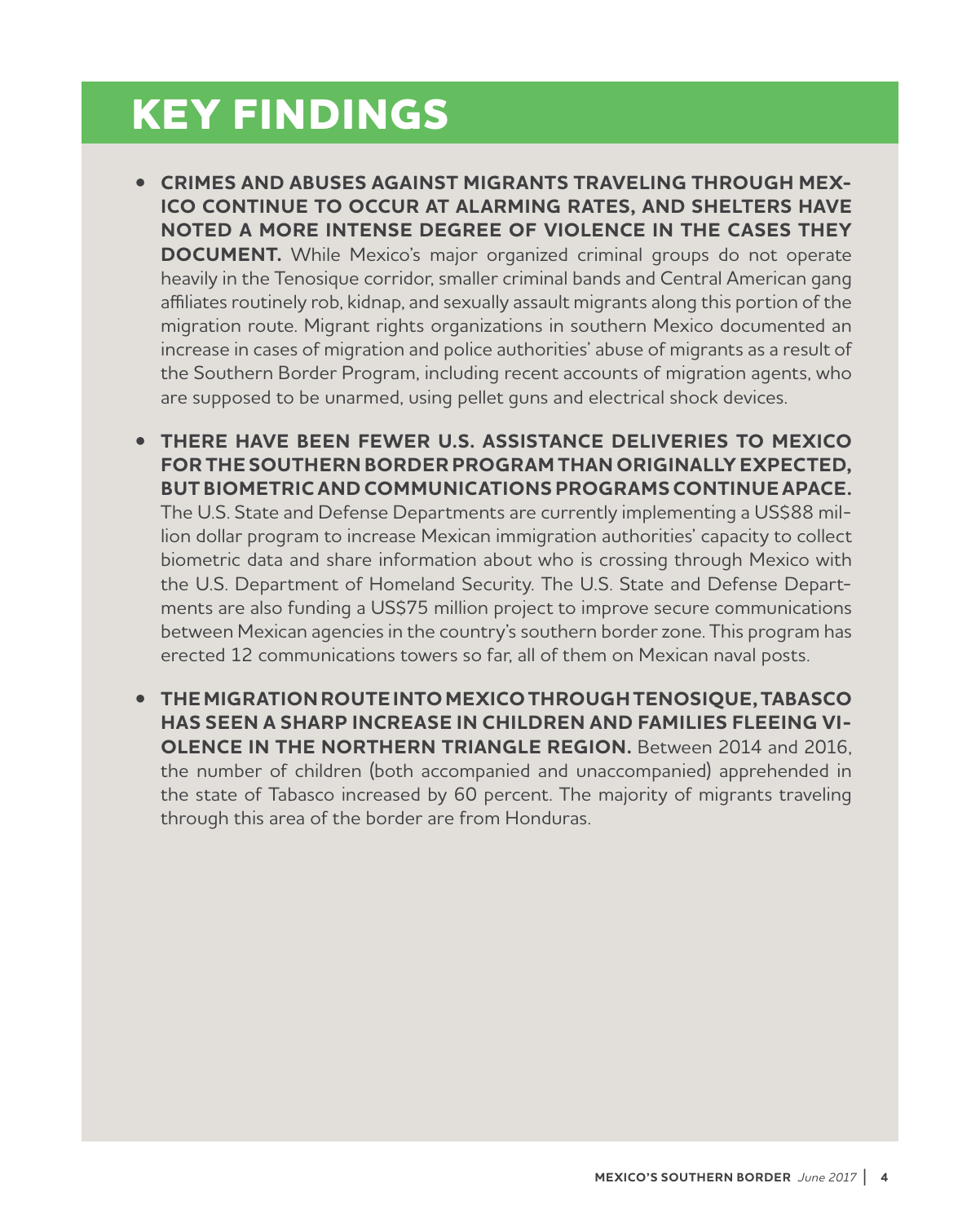# KEY FINDINGS

- **CRIMES AND ABUSES AGAINST MIGRANTS TRAVELING THROUGH MEXICO CONTINUE TO OCCUR AT ALARMING RATES, AND SHELTERS HAVE NOTED A MORE INTENSE DEGREE OF VIOLENCE IN THE CASES THEY DOCUMENT.** While Mexico's major organized criminal groups do not operate heavily in the Tenosique corridor, smaller criminal bands and Central American gang affiliates routinely rob, kidnap, and sexually assault migrants along this portion of the migration route. Migrant rights organizations in southern Mexico documented an increase in cases of migration and police authorities' abuse of migrants as a result of the Southern Border Program, including recent accounts of migration agents, who are supposed to be unarmed, using pellet guns and electrical shock devices.

- **THERE HAVE BEEN FEWER U.S. ASSISTANCE DELIVERIES TO MEXICO FOR THE SOUTHERN BORDER PROGRAM THAN ORIGINALLY EXPECTED, BUT BIOMETRIC AND COMMUNICATIONS PROGRAMS CONTINUE APACE.** The U.S. State and Defense Departments are currently implementing a US$88 million dollar program to increase Mexican immigration authorities' capacity to collect biometric data and share information about who is crossing through Mexico with the U.S. Department of Homeland Security. The U.S. State and Defense Departments are also funding a US$75 million project to improve secure communications between Mexican agencies in the country's southern border zone. This program has erected 12 communications towers so far, all of them on Mexican naval posts.

- **THE MIGRATION ROUTE INTO MEXICO THROUGH TENOSIQUE, TABASCO HAS SEEN A SHARP INCREASE IN CHILDREN AND FAMILIES FLEEING VIOLENCE IN THE NORTHERN TRIANGLE REGION.** Between 2014 and 2016, the number of children (both accompanied and unaccompanied) apprehended in the state of Tabasco increased by 60 percent. The majority of migrants traveling through this area of the border are from Honduras.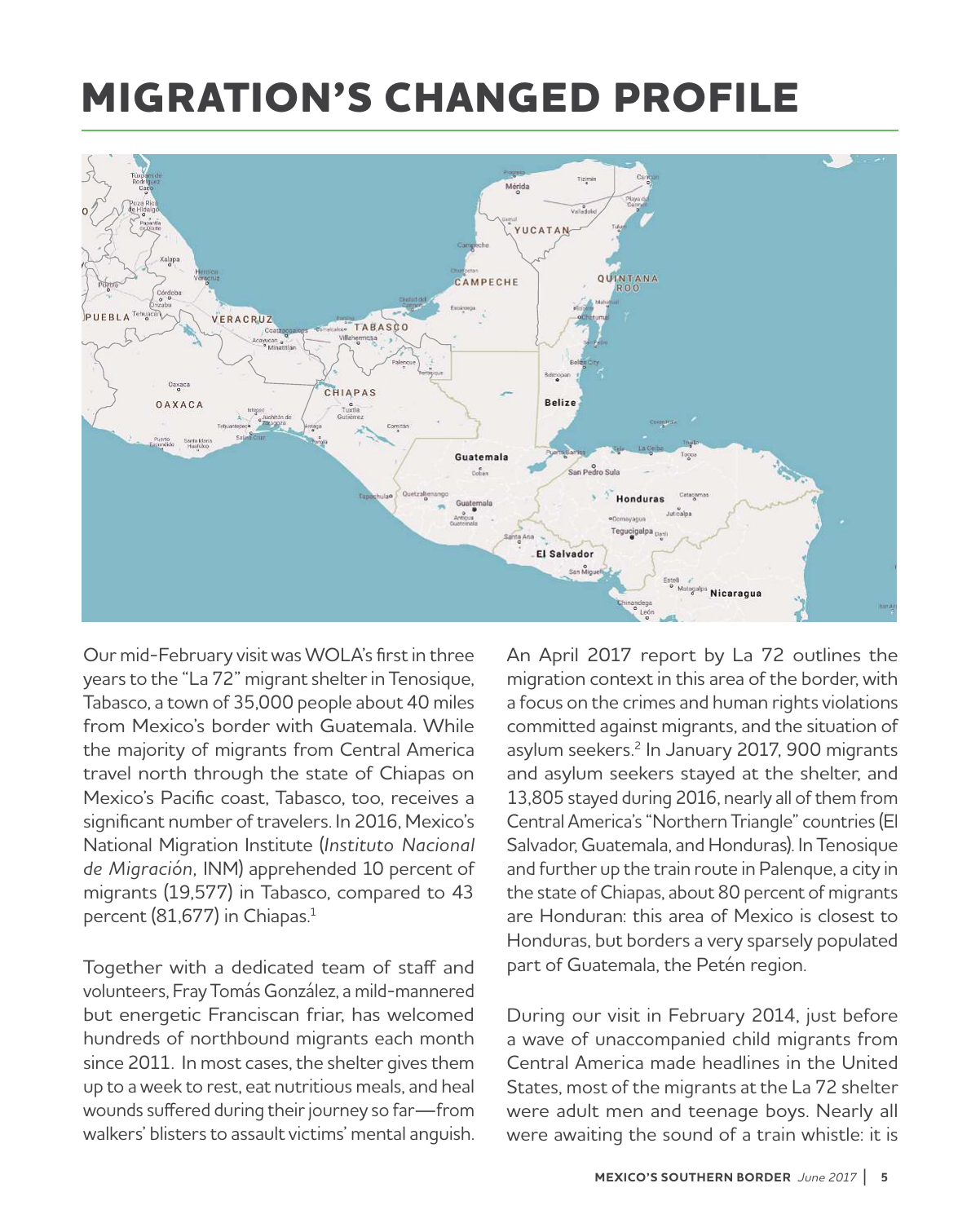# MIGRATION'S CHANGED PROFILE

Our mid-February visit was WOLA's first in three years to the "La 72" migrant shelter in Tenosique, Tabasco, a town of 35,000 people about 40 miles from Mexico's border with Guatemala. While the majority of migrants from Central America travel north through the state of Chiapas on Mexico's Pacific coast, Tabasco, too, receives a significant number of travelers. In 2016, Mexico's National Migration Institute (*Instituto Nacional de Migración*, INM) apprehended 10 percent of migrants (19,577) in Tabasco, compared to 43 percent (81,677) in Chiapas.[1]

Together with a dedicated team of staff and volunteers, Fray Tomás González, a mild-mannered but energetic Franciscan friar, has welcomed hundreds of northbound migrants each month since 2011. In most cases, the shelter gives them up to a week to rest, eat nutritious meals, and heal wounds suffered during their journey so far—from walkers' blisters to assault victims' mental anguish.

An April 2017 report by La 72 outlines the migration context in this area of the border, with a focus on the crimes and human rights violations committed against migrants, and the situation of asylum seekers.[2] In January 2017, 900 migrants and asylum seekers stayed at the shelter, and 13,805 stayed during 2016, nearly all of them from Central America's "Northern Triangle" countries (El Salvador, Guatemala, and Honduras). In Tenosique and further up the train route in Palenque, a city in the state of Chiapas, about 80 percent of migrants are Honduran: this area of Mexico is closest to Honduras, but borders a very sparsely populated part of Guatemala, the Petén region.

During our visit in February 2014, just before a wave of unaccompanied child migrants from Central America made headlines in the United States, most of the migrants at the La 72 shelter were adult men and teenage boys. Nearly all were awaiting the sound of a train whistle: it is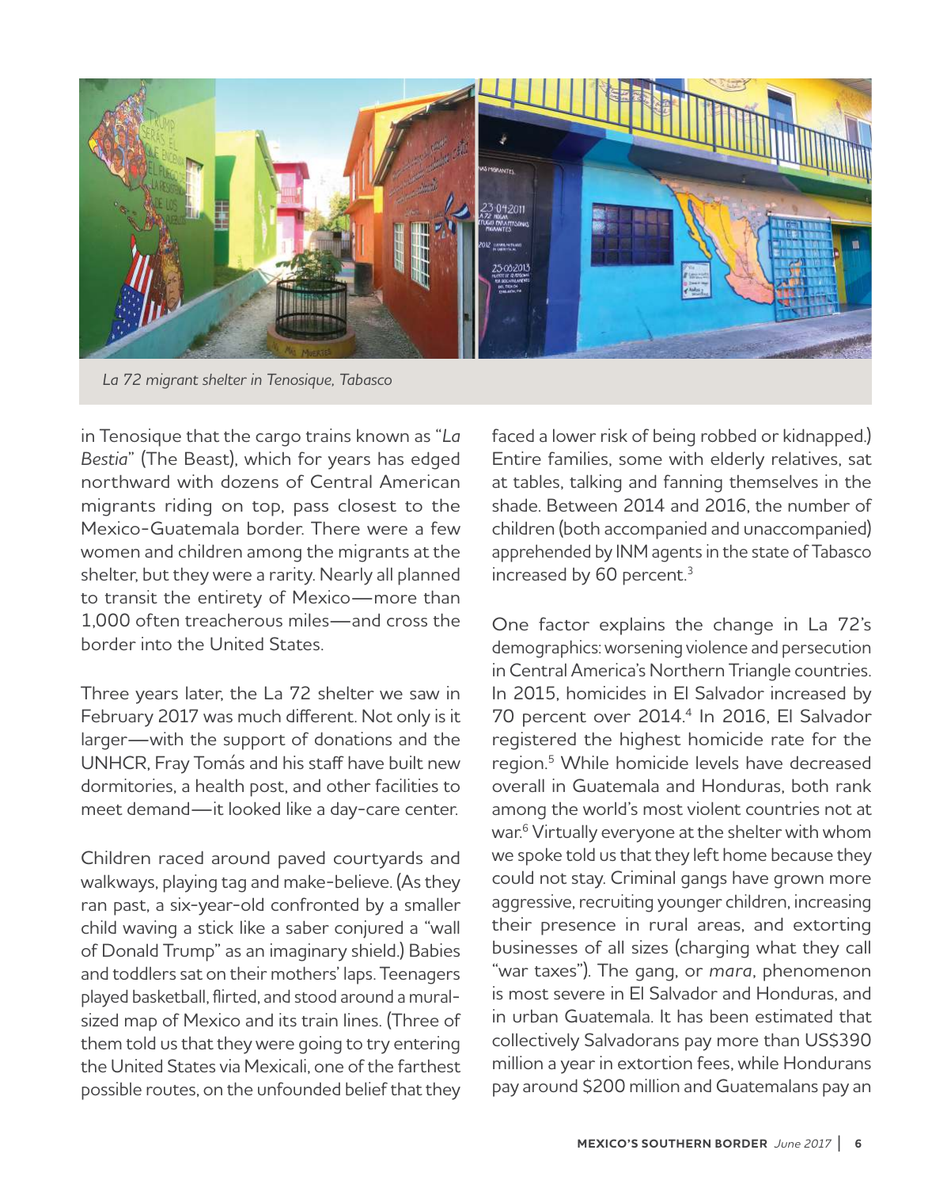*La 72 migrant shelter in Tenosique, Tabasco*

in Tenosique that the cargo trains known as "*La Bestia*" (The Beast), which for years has edged northward with dozens of Central American migrants riding on top, pass closest to the Mexico-Guatemala border. There were a few women and children among the migrants at the shelter, but they were a rarity. Nearly all planned to transit the entirety of Mexico—more than 1,000 often treacherous miles—and cross the border into the United States.

Three years later, the La 72 shelter we saw in February 2017 was much different. Not only is it larger—with the support of donations and the UNHCR, Fray Tomás and his staff have built new dormitories, a health post, and other facilities to meet demand—it looked like a day-care center.

Children raced around paved courtyards and walkways, playing tag and make-believe. (As they ran past, a six-year-old confronted by a smaller child waving a stick like a saber conjured a "wall of Donald Trump" as an imaginary shield.) Babies and toddlers sat on their mothers' laps. Teenagers played basketball, flirted, and stood around a mural-sized map of Mexico and its train lines. (Three of them told us that they were going to try entering the United States via Mexicali, one of the farthest possible routes, on the unfounded belief that they faced a lower risk of being robbed or kidnapped.) Entire families, some with elderly relatives, sat at tables, talking and fanning themselves in the shade. Between 2014 and 2016, the number of children (both accompanied and unaccompanied) apprehended by INM agents in the state of Tabasco increased by 60 percent.[3]

One factor explains the change in La 72's demographics: worsening violence and persecution in Central America's Northern Triangle countries. In 2015, homicides in El Salvador increased by 70 percent over 2014.[4] In 2016, El Salvador registered the highest homicide rate for the region.[5] While homicide levels have decreased overall in Guatemala and Honduras, both rank among the world's most violent countries not at war.[6] Virtually everyone at the shelter with whom we spoke told us that they left home because they could not stay. Criminal gangs have grown more aggressive, recruiting younger children, increasing their presence in rural areas, and extorting businesses of all sizes (charging what they call "war taxes"). The gang, or *mara*, phenomenon is most severe in El Salvador and Honduras, and in urban Guatemala. It has been estimated that collectively Salvadorans pay more than US$390 million a year in extortion fees, while Hondurans pay around $200 million and Guatemalans pay an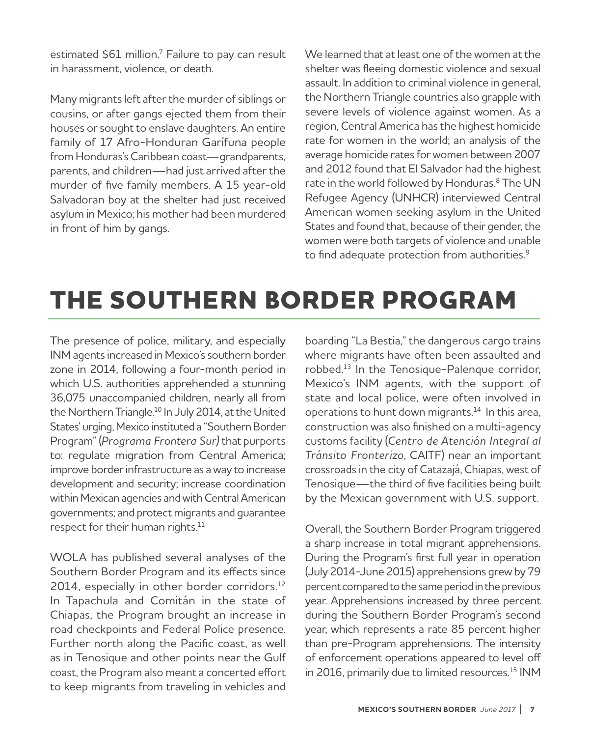estimated $61 million.[7] Failure to pay can result in harassment, violence, or death.

Many migrants left after the murder of siblings or cousins, or after gangs ejected them from their houses or sought to enslave daughters. An entire family of 17 Afro-Honduran Garífuna people from Honduras's Caribbean coast—grandparents, parents, and children—had just arrived after the murder of five family members. A 15 year-old Salvadoran boy at the shelter had just received asylum in Mexico; his mother had been murdered in front of him by gangs.

We learned that at least one of the women at the shelter was fleeing domestic violence and sexual assault. In addition to criminal violence in general, the Northern Triangle countries also grapple with severe levels of violence against women. As a region, Central America has the highest homicide rate for women in the world; an analysis of the average homicide rates for women between 2007 and 2012 found that El Salvador had the highest rate in the world followed by Honduras.[8] The UN Refugee Agency (UNHCR) interviewed Central American women seeking asylum in the United States and found that, because of their gender, the women were both targets of violence and unable to find adequate protection from authorities.[9]

# THE SOUTHERN BORDER PROGRAM

The presence of police, military, and especially INM agents increased in Mexico's southern border zone in 2014, following a four-month period in which U.S. authorities apprehended a stunning 36,075 unaccompanied children, nearly all from the Northern Triangle.[10] In July 2014, at the United States' urging, Mexico instituted a "Southern Border Program" (*Programa Frontera Sur)* that purports to: regulate migration from Central America; improve border infrastructure as a way to increase development and security; increase coordination within Mexican agencies and with Central American governments; and protect migrants and guarantee respect for their human rights.[11]

WOLA has published several analyses of the Southern Border Program and its effects since 2014, especially in other border corridors.[12] In Tapachula and Comitán in the state of Chiapas, the Program brought an increase in road checkpoints and Federal Police presence. Further north along the Pacific coast, as well as in Tenosique and other points near the Gulf coast, the Program also meant a concerted effort to keep migrants from traveling in vehicles and boarding "La Bestia," the dangerous cargo trains where migrants have often been assaulted and robbed.[13] In the Tenosique-Palenque corridor, Mexico's INM agents, with the support of state and local police, were often involved in operations to hunt down migrants.[14] In this area, construction was also finished on a multi-agency customs facility (*Centro de Atención Integral al Tránsito Fronterizo*, CAITF) near an important crossroads in the city of Catazajá, Chiapas, west of Tenosique—the third of five facilities being built by the Mexican government with U.S. support.

Overall, the Southern Border Program triggered a sharp increase in total migrant apprehensions. During the Program's first full year in operation (July 2014-June 2015) apprehensions grew by 79 percent compared to the same period in the previous year. Apprehensions increased by three percent during the Southern Border Program's second year, which represents a rate 85 percent higher than pre-Program apprehensions. The intensity of enforcement operations appeared to level off in 2016, primarily due to limited resources.[15] INM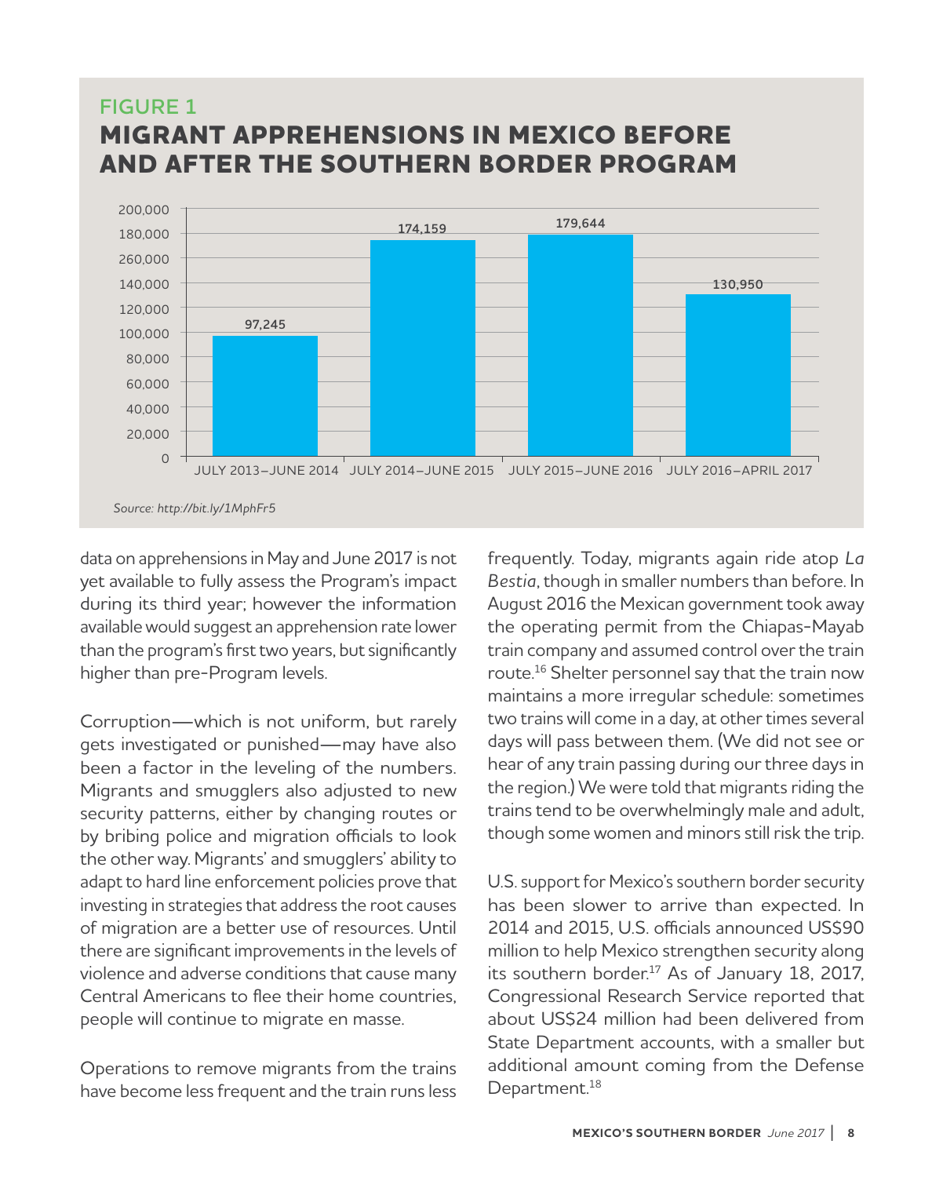## FIGURE 1

# MIGRANT APPREHENSIONS IN MEXICO BEFORE AND AFTER THE SOUTHERN BORDER PROGRAM

| Period | Apprehensions |
| --- | --- |
| JULY 2013–JUNE 2014 | 97,245 |
| JULY 2014–JUNE 2015 | 174,159 |
| JULY 2015–JUNE 2016 | 179,644 |
| JULY 2016–APRIL 2017 | 130,950 |

*Source: http://bit.ly/1MphFr5*

data on apprehensions in May and June 2017 is not yet available to fully assess the Program's impact during its third year; however the information available would suggest an apprehension rate lower than the program's first two years, but significantly higher than pre-Program levels.

Corruption—which is not uniform, but rarely gets investigated or punished—may have also been a factor in the leveling of the numbers. Migrants and smugglers also adjusted to new security patterns, either by changing routes or by bribing police and migration officials to look the other way. Migrants' and smugglers' ability to adapt to hard line enforcement policies prove that investing in strategies that address the root causes of migration are a better use of resources. Until there are significant improvements in the levels of violence and adverse conditions that cause many Central Americans to flee their home countries, people will continue to migrate en masse.

Operations to remove migrants from the trains have become less frequent and the train runs less frequently. Today, migrants again ride atop *La Bestia*, though in smaller numbers than before. In August 2016 the Mexican government took away the operating permit from the Chiapas-Mayab train company and assumed control over the train route.[16] Shelter personnel say that the train now maintains a more irregular schedule: sometimes two trains will come in a day, at other times several days will pass between them. (We did not see or hear of any train passing during our three days in the region.) We were told that migrants riding the trains tend to be overwhelmingly male and adult, though some women and minors still risk the trip.

U.S. support for Mexico's southern border security has been slower to arrive than expected. In 2014 and 2015, U.S. officials announced US$90 million to help Mexico strengthen security along its southern border.[17] As of January 18, 2017, Congressional Research Service reported that about US$24 million had been delivered from State Department accounts, with a smaller but additional amount coming from the Defense Department.[18]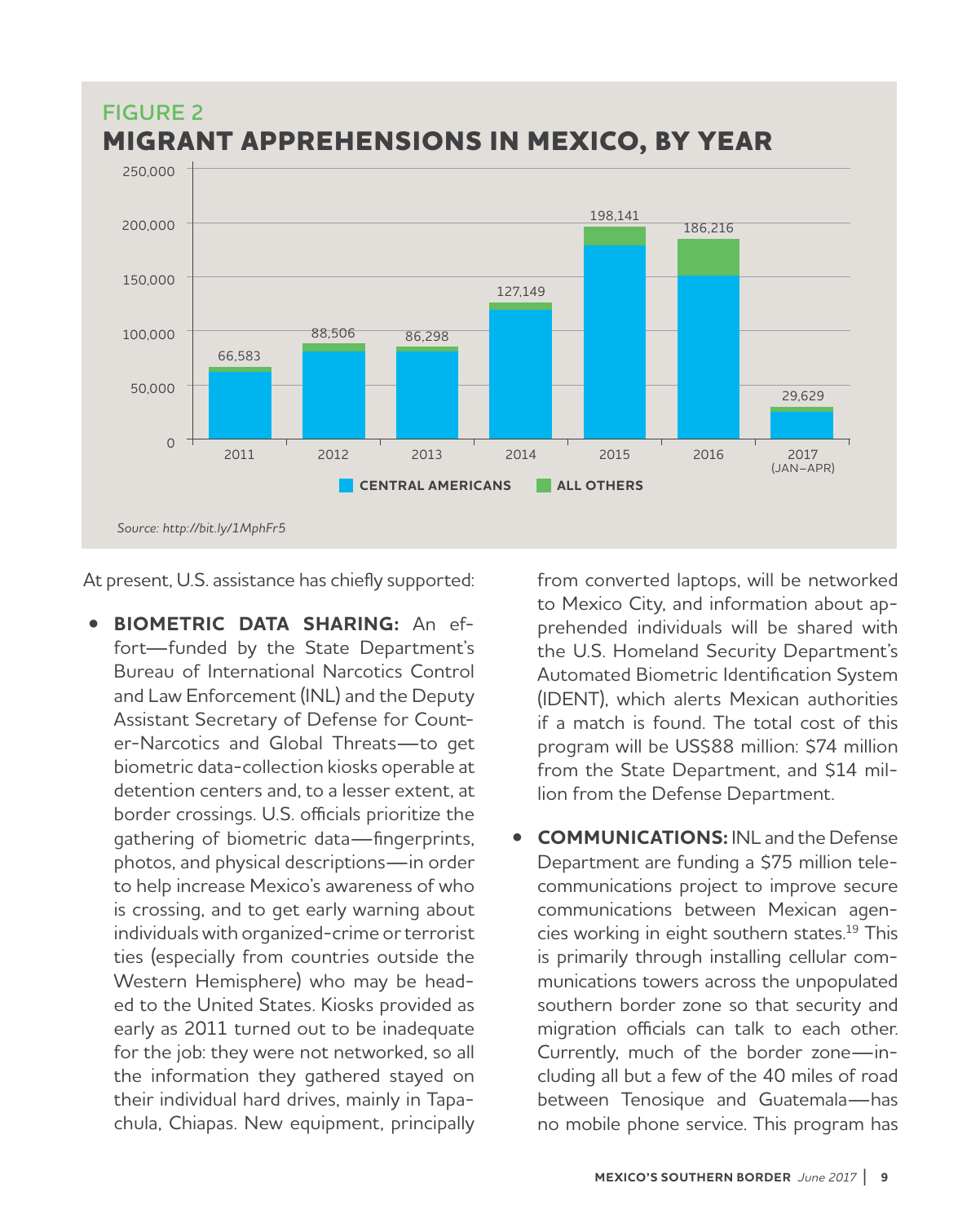## FIGURE 2

# MIGRANT APPREHENSIONS IN MEXICO, BY YEAR

| Year | Total apprehensions |
|---|---|
| 2011 | 66,583 |
| 2012 | 88,506 |
| 2013 | 86,298 |
| 2014 | 127,149 |
| 2015 | 198,141 |
| 2016 | 186,216 |
| 2017 (JAN–APR) | 29,629 |

CENTRAL AMERICANS | ALL OTHERS

*Source: http://bit.ly/1MphFr5*

At present, U.S. assistance has chiefly supported:

- **BIOMETRIC DATA SHARING:** An effort—funded by the State Department's Bureau of International Narcotics Control and Law Enforcement (INL) and the Deputy Assistant Secretary of Defense for Counter-Narcotics and Global Threats—to get biometric data-collection kiosks operable at detention centers and, to a lesser extent, at border crossings. U.S. officials prioritize the gathering of biometric data—fingerprints, photos, and physical descriptions—in order to help increase Mexico's awareness of who is crossing, and to get early warning about individuals with organized-crime or terrorist ties (especially from countries outside the Western Hemisphere) who may be headed to the United States. Kiosks provided as early as 2011 turned out to be inadequate for the job: they were not networked, so all the information they gathered stayed on their individual hard drives, mainly in Tapachula, Chiapas. New equipment, principally from converted laptops, will be networked to Mexico City, and information about apprehended individuals will be shared with the U.S. Homeland Security Department's Automated Biometric Identification System (IDENT), which alerts Mexican authorities if a match is found. The total cost of this program will be US$88 million: $74 million from the State Department, and $14 million from the Defense Department.

- **COMMUNICATIONS:** INL and the Defense Department are funding a $75 million telecommunications project to improve secure communications between Mexican agencies working in eight southern states.[19] This is primarily through installing cellular communications towers across the unpopulated southern border zone so that security and migration officials can talk to each other. Currently, much of the border zone—including all but a few of the 40 miles of road between Tenosique and Guatemala—has no mobile phone service. This program has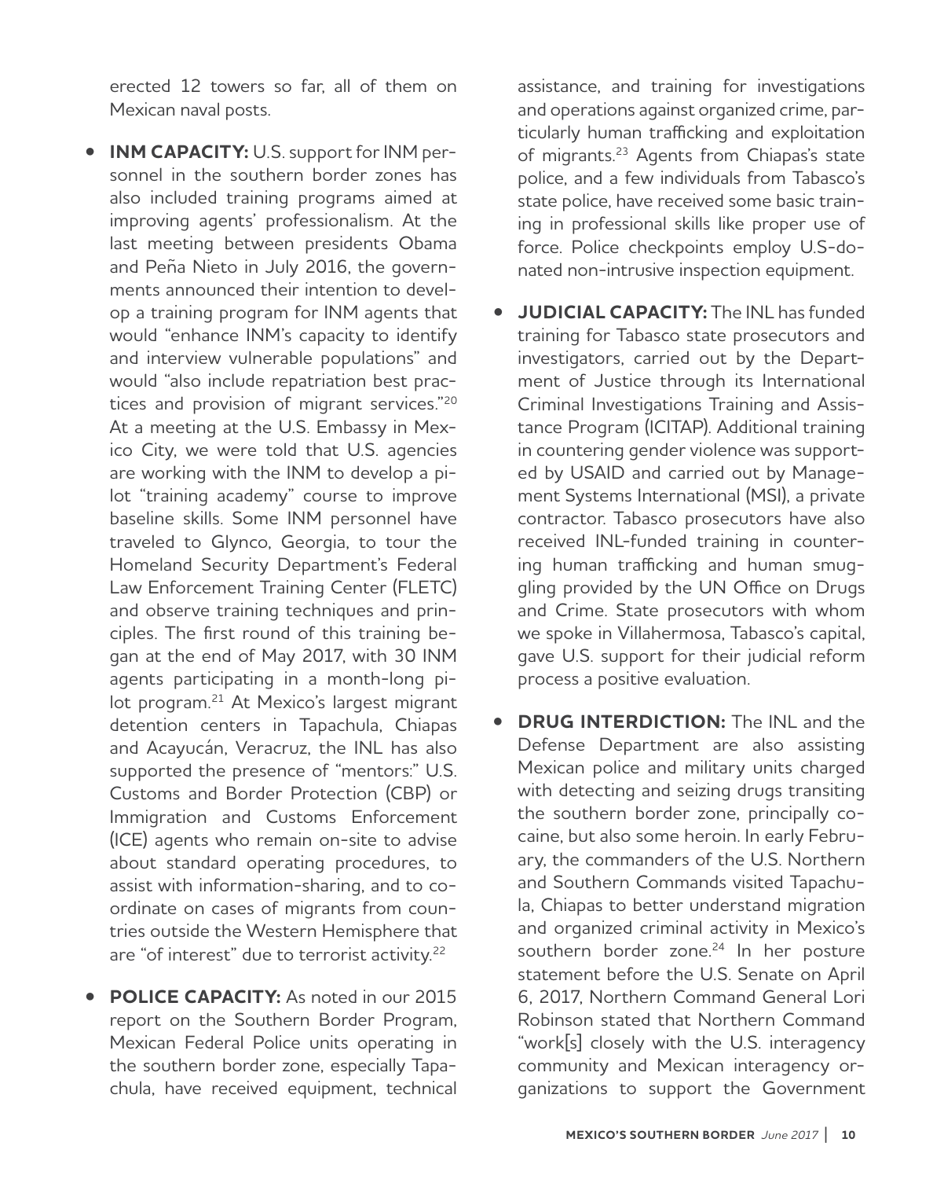erected 12 towers so far, all of them on Mexican naval posts.

- **INM CAPACITY:** U.S. support for INM personnel in the southern border zones has also included training programs aimed at improving agents' professionalism. At the last meeting between presidents Obama and Peña Nieto in July 2016, the governments announced their intention to develop a training program for INM agents that would "enhance INM's capacity to identify and interview vulnerable populations" and would "also include repatriation best practices and provision of migrant services."[20] At a meeting at the U.S. Embassy in Mexico City, we were told that U.S. agencies are working with the INM to develop a pilot "training academy" course to improve baseline skills. Some INM personnel have traveled to Glynco, Georgia, to tour the Homeland Security Department's Federal Law Enforcement Training Center (FLETC) and observe training techniques and principles. The first round of this training began at the end of May 2017, with 30 INM agents participating in a month-long pilot program.[21] At Mexico's largest migrant detention centers in Tapachula, Chiapas and Acayucán, Veracruz, the INL has also supported the presence of "mentors:" U.S. Customs and Border Protection (CBP) or Immigration and Customs Enforcement (ICE) agents who remain on-site to advise about standard operating procedures, to assist with information-sharing, and to coordinate on cases of migrants from countries outside the Western Hemisphere that are "of interest" due to terrorist activity.[22]

- **POLICE CAPACITY:** As noted in our 2015 report on the Southern Border Program, Mexican Federal Police units operating in the southern border zone, especially Tapachula, have received equipment, technical assistance, and training for investigations and operations against organized crime, particularly human trafficking and exploitation of migrants.[23] Agents from Chiapas's state police, and a few individuals from Tabasco's state police, have received some basic training in professional skills like proper use of force. Police checkpoints employ U.S-donated non-intrusive inspection equipment.

- **JUDICIAL CAPACITY:** The INL has funded training for Tabasco state prosecutors and investigators, carried out by the Department of Justice through its International Criminal Investigations Training and Assistance Program (ICITAP). Additional training in countering gender violence was supported by USAID and carried out by Management Systems International (MSI), a private contractor. Tabasco prosecutors have also received INL-funded training in countering human trafficking and human smuggling provided by the UN Office on Drugs and Crime. State prosecutors with whom we spoke in Villahermosa, Tabasco's capital, gave U.S. support for their judicial reform process a positive evaluation.

- **DRUG INTERDICTION:** The INL and the Defense Department are also assisting Mexican police and military units charged with detecting and seizing drugs transiting the southern border zone, principally cocaine, but also some heroin. In early February, the commanders of the U.S. Northern and Southern Commands visited Tapachula, Chiapas to better understand migration and organized criminal activity in Mexico's southern border zone.[24] In her posture statement before the U.S. Senate on April 6, 2017, Northern Command General Lori Robinson stated that Northern Command "work[s] closely with the U.S. interagency community and Mexican interagency organizations to support the Government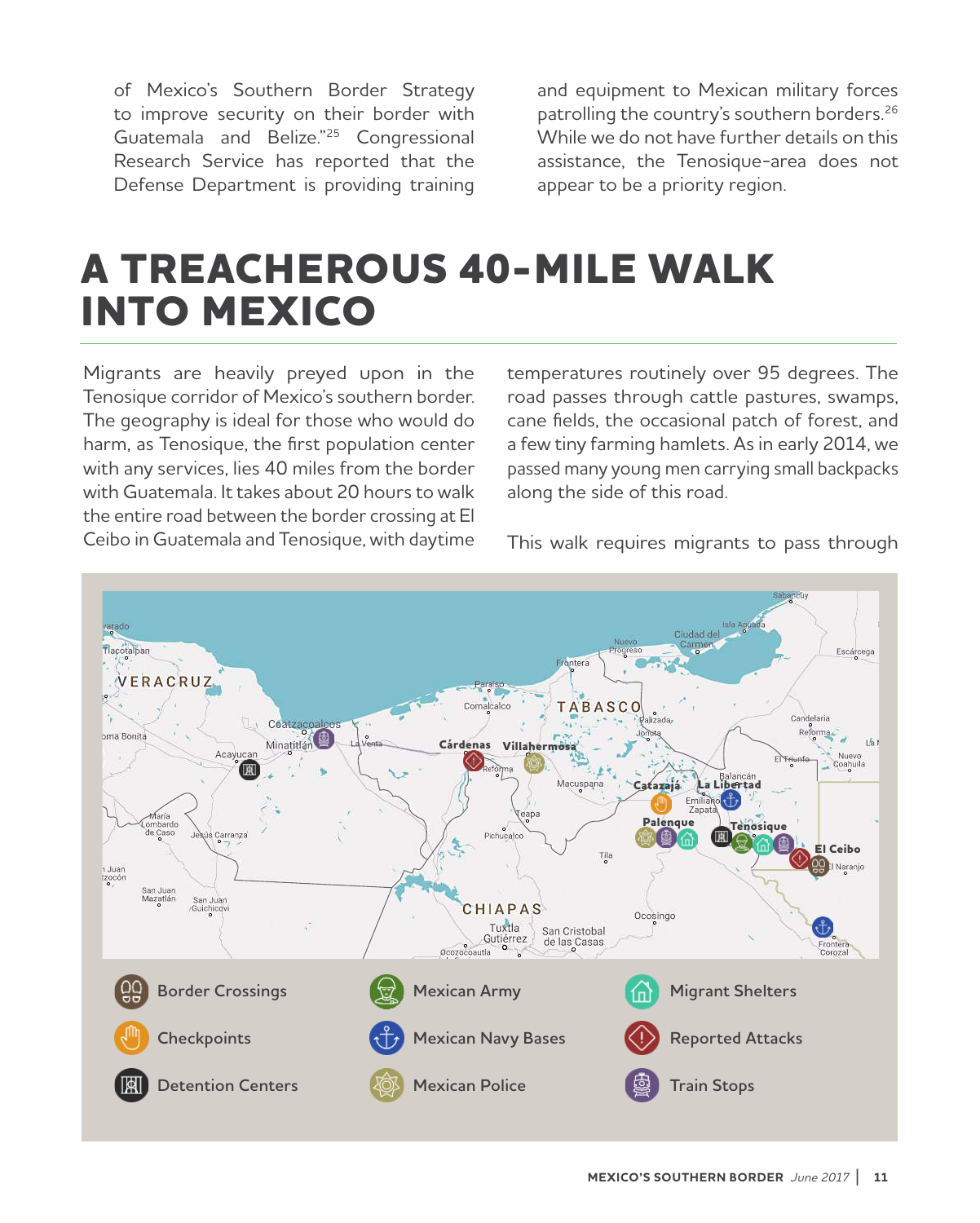of Mexico's Southern Border Strategy to improve security on their border with Guatemala and Belize."[25] Congressional Research Service has reported that the Defense Department is providing training and equipment to Mexican military forces patrolling the country's southern borders.[26] While we do not have further details on this assistance, the Tenosique-area does not appear to be a priority region.

# A TREACHEROUS 40-MILE WALK INTO MEXICO

Migrants are heavily preyed upon in the Tenosique corridor of Mexico's southern border. The geography is ideal for those who would do harm, as Tenosique, the first population center with any services, lies 40 miles from the border with Guatemala. It takes about 20 hours to walk the entire road between the border crossing at El Ceibo in Guatemala and Tenosique, with daytime temperatures routinely over 95 degrees. The road passes through cattle pastures, swamps, cane fields, the occasional patch of forest, and a few tiny farming hamlets. As in early 2014, we passed many young men carrying small backpacks along the side of this road.

This walk requires migrants to pass through

Border Crossings | Mexican Army | Migrant Shelters | Checkpoints | Mexican Navy Bases | Reported Attacks | Detention Centers | Mexican Police | Train Stops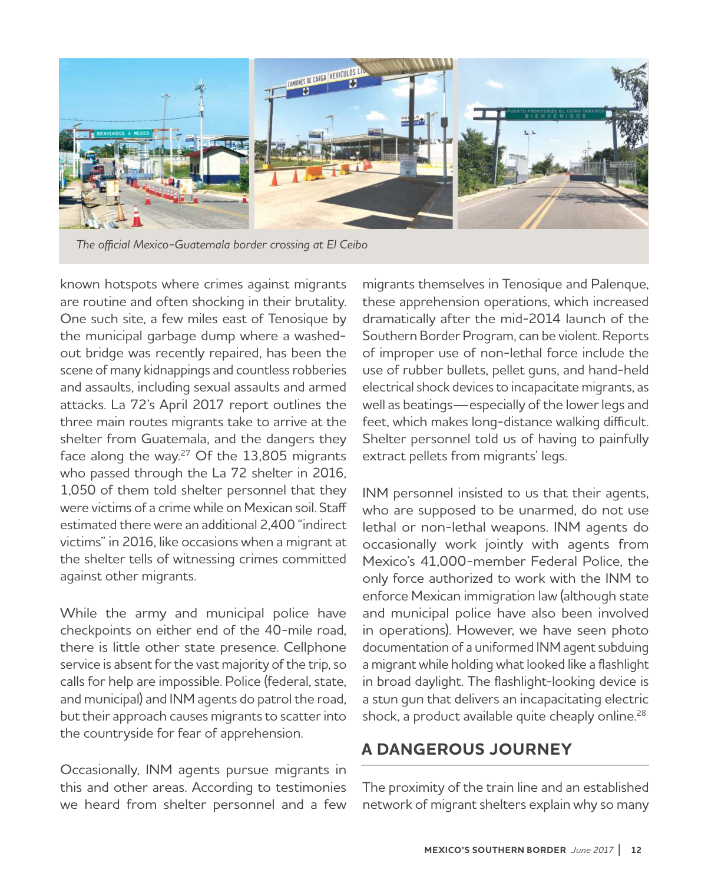*The official Mexico-Guatemala border crossing at El Ceibo*

known hotspots where crimes against migrants are routine and often shocking in their brutality. One such site, a few miles east of Tenosique by the municipal garbage dump where a washed-out bridge was recently repaired, has been the scene of many kidnappings and countless robberies and assaults, including sexual assaults and armed attacks. La 72's April 2017 report outlines the three main routes migrants take to arrive at the shelter from Guatemala, and the dangers they face along the way.[27] Of the 13,805 migrants who passed through the La 72 shelter in 2016, 1,050 of them told shelter personnel that they were victims of a crime while on Mexican soil. Staff estimated there were an additional 2,400 "indirect victims" in 2016, like occasions when a migrant at the shelter tells of witnessing crimes committed against other migrants.

While the army and municipal police have checkpoints on either end of the 40-mile road, there is little other state presence. Cellphone service is absent for the vast majority of the trip, so calls for help are impossible. Police (federal, state, and municipal) and INM agents do patrol the road, but their approach causes migrants to scatter into the countryside for fear of apprehension.

Occasionally, INM agents pursue migrants in this and other areas. According to testimonies we heard from shelter personnel and a few migrants themselves in Tenosique and Palenque, these apprehension operations, which increased dramatically after the mid-2014 launch of the Southern Border Program, can be violent. Reports of improper use of non-lethal force include the use of rubber bullets, pellet guns, and hand-held electrical shock devices to incapacitate migrants, as well as beatings—especially of the lower legs and feet, which makes long-distance walking difficult. Shelter personnel told us of having to painfully extract pellets from migrants' legs.

INM personnel insisted to us that their agents, who are supposed to be unarmed, do not use lethal or non-lethal weapons. INM agents do occasionally work jointly with agents from Mexico's 41,000-member Federal Police, the only force authorized to work with the INM to enforce Mexican immigration law (although state and municipal police have also been involved in operations). However, we have seen photo documentation of a uniformed INM agent subduing a migrant while holding what looked like a flashlight in broad daylight. The flashlight-looking device is a stun gun that delivers an incapacitating electric shock, a product available quite cheaply online.[28]

## A DANGEROUS JOURNEY

The proximity of the train line and an established network of migrant shelters explain why so many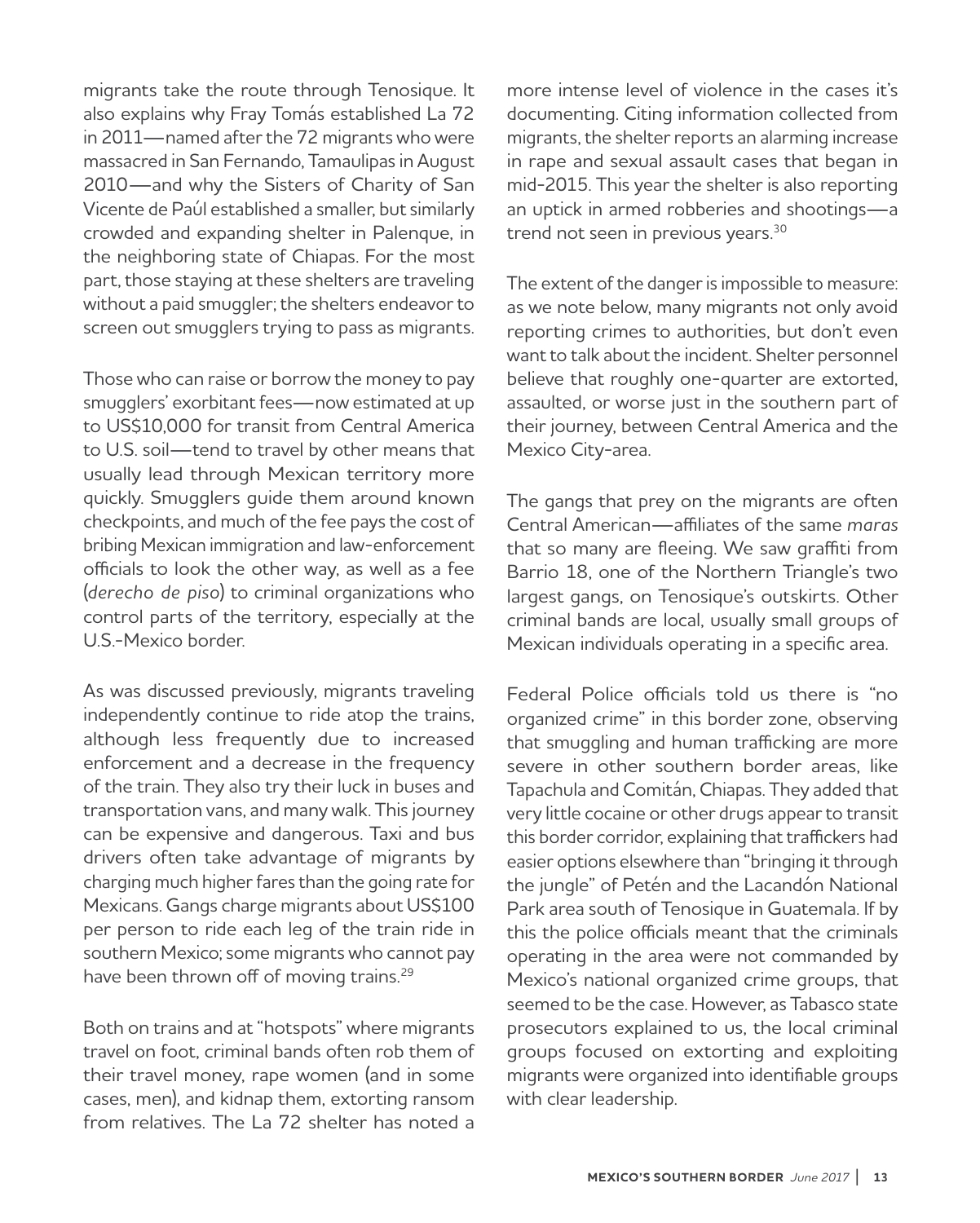migrants take the route through Tenosique. It also explains why Fray Tomás established La 72 in 2011—named after the 72 migrants who were massacred in San Fernando, Tamaulipas in August 2010—and why the Sisters of Charity of San Vicente de Paúl established a smaller, but similarly crowded and expanding shelter in Palenque, in the neighboring state of Chiapas. For the most part, those staying at these shelters are traveling without a paid smuggler; the shelters endeavor to screen out smugglers trying to pass as migrants.

Those who can raise or borrow the money to pay smugglers' exorbitant fees—now estimated at up to US$10,000 for transit from Central America to U.S. soil—tend to travel by other means that usually lead through Mexican territory more quickly. Smugglers guide them around known checkpoints, and much of the fee pays the cost of bribing Mexican immigration and law-enforcement officials to look the other way, as well as a fee (*derecho de piso*) to criminal organizations who control parts of the territory, especially at the U.S.-Mexico border.

As was discussed previously, migrants traveling independently continue to ride atop the trains, although less frequently due to increased enforcement and a decrease in the frequency of the train. They also try their luck in buses and transportation vans, and many walk. This journey can be expensive and dangerous. Taxi and bus drivers often take advantage of migrants by charging much higher fares than the going rate for Mexicans. Gangs charge migrants about US$100 per person to ride each leg of the train ride in southern Mexico; some migrants who cannot pay have been thrown off of moving trains.[29]

Both on trains and at "hotspots" where migrants travel on foot, criminal bands often rob them of their travel money, rape women (and in some cases, men), and kidnap them, extorting ransom from relatives. The La 72 shelter has noted a more intense level of violence in the cases it's documenting. Citing information collected from migrants, the shelter reports an alarming increase in rape and sexual assault cases that began in mid-2015. This year the shelter is also reporting an uptick in armed robberies and shootings—a trend not seen in previous years.[30]

The extent of the danger is impossible to measure: as we note below, many migrants not only avoid reporting crimes to authorities, but don't even want to talk about the incident. Shelter personnel believe that roughly one-quarter are extorted, assaulted, or worse just in the southern part of their journey, between Central America and the Mexico City-area.

The gangs that prey on the migrants are often Central American—affiliates of the same *maras* that so many are fleeing. We saw graffiti from Barrio 18, one of the Northern Triangle's two largest gangs, on Tenosique's outskirts. Other criminal bands are local, usually small groups of Mexican individuals operating in a specific area.

Federal Police officials told us there is "no organized crime" in this border zone, observing that smuggling and human trafficking are more severe in other southern border areas, like Tapachula and Comitán, Chiapas. They added that very little cocaine or other drugs appear to transit this border corridor, explaining that traffickers had easier options elsewhere than "bringing it through the jungle" of Petén and the Lacandón National Park area south of Tenosique in Guatemala. If by this the police officials meant that the criminals operating in the area were not commanded by Mexico's national organized crime groups, that seemed to be the case. However, as Tabasco state prosecutors explained to us, the local criminal groups focused on extorting and exploiting migrants were organized into identifiable groups with clear leadership.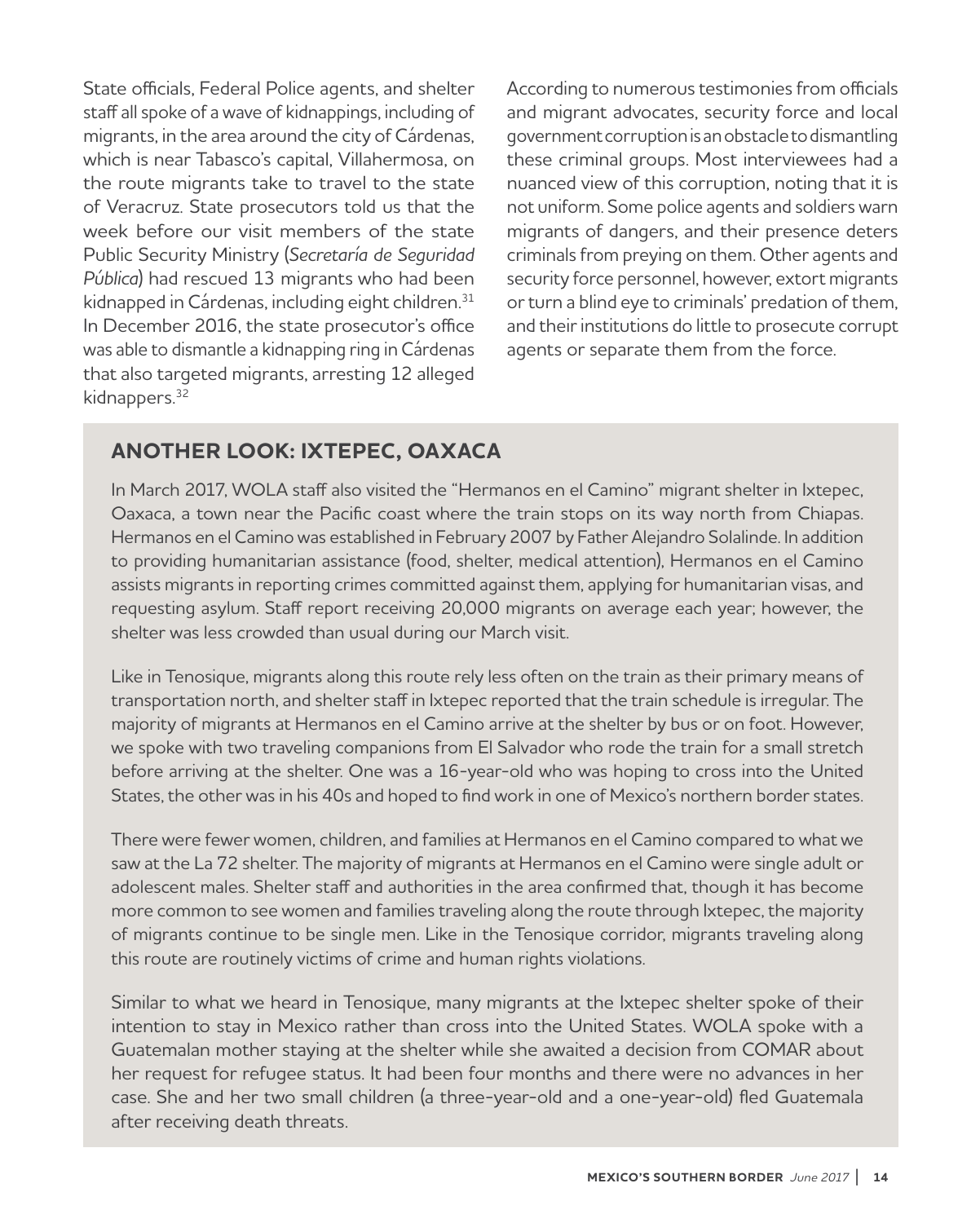State officials, Federal Police agents, and shelter staff all spoke of a wave of kidnappings, including of migrants, in the area around the city of Cárdenas, which is near Tabasco's capital, Villahermosa, on the route migrants take to travel to the state of Veracruz. State prosecutors told us that the week before our visit members of the state Public Security Ministry (*Secretaría de Seguridad Pública*) had rescued 13 migrants who had been kidnapped in Cárdenas, including eight children.[31] In December 2016, the state prosecutor's office was able to dismantle a kidnapping ring in Cárdenas that also targeted migrants, arresting 12 alleged kidnappers.[32]

According to numerous testimonies from officials and migrant advocates, security force and local government corruption is an obstacle to dismantling these criminal groups. Most interviewees had a nuanced view of this corruption, noting that it is not uniform. Some police agents and soldiers warn migrants of dangers, and their presence deters criminals from preying on them. Other agents and security force personnel, however, extort migrants or turn a blind eye to criminals' predation of them, and their institutions do little to prosecute corrupt agents or separate them from the force.

## ANOTHER LOOK: IXTEPEC, OAXACA

In March 2017, WOLA staff also visited the "Hermanos en el Camino" migrant shelter in Ixtepec, Oaxaca, a town near the Pacific coast where the train stops on its way north from Chiapas. Hermanos en el Camino was established in February 2007 by Father Alejandro Solalinde. In addition to providing humanitarian assistance (food, shelter, medical attention), Hermanos en el Camino assists migrants in reporting crimes committed against them, applying for humanitarian visas, and requesting asylum. Staff report receiving 20,000 migrants on average each year; however, the shelter was less crowded than usual during our March visit.

Like in Tenosique, migrants along this route rely less often on the train as their primary means of transportation north, and shelter staff in Ixtepec reported that the train schedule is irregular. The majority of migrants at Hermanos en el Camino arrive at the shelter by bus or on foot. However, we spoke with two traveling companions from El Salvador who rode the train for a small stretch before arriving at the shelter. One was a 16-year-old who was hoping to cross into the United States, the other was in his 40s and hoped to find work in one of Mexico's northern border states.

There were fewer women, children, and families at Hermanos en el Camino compared to what we saw at the La 72 shelter. The majority of migrants at Hermanos en el Camino were single adult or adolescent males. Shelter staff and authorities in the area confirmed that, though it has become more common to see women and families traveling along the route through Ixtepec, the majority of migrants continue to be single men. Like in the Tenosique corridor, migrants traveling along this route are routinely victims of crime and human rights violations.

Similar to what we heard in Tenosique, many migrants at the Ixtepec shelter spoke of their intention to stay in Mexico rather than cross into the United States. WOLA spoke with a Guatemalan mother staying at the shelter while she awaited a decision from COMAR about her request for refugee status. It had been four months and there were no advances in her case. She and her two small children (a three-year-old and a one-year-old) fled Guatemala after receiving death threats.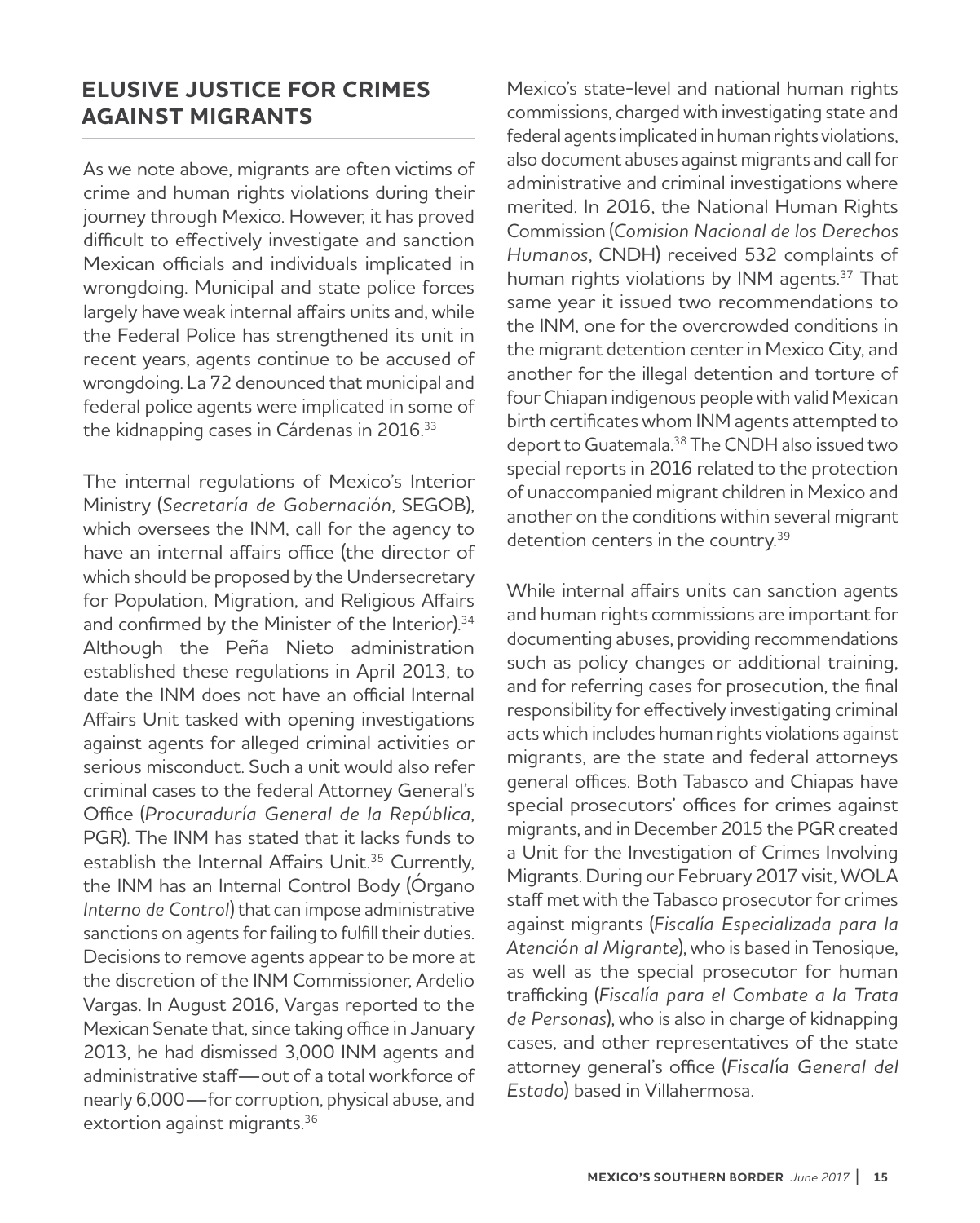## ELUSIVE JUSTICE FOR CRIMES AGAINST MIGRANTS

As we note above, migrants are often victims of crime and human rights violations during their journey through Mexico. However, it has proved difficult to effectively investigate and sanction Mexican officials and individuals implicated in wrongdoing. Municipal and state police forces largely have weak internal affairs units and, while the Federal Police has strengthened its unit in recent years, agents continue to be accused of wrongdoing. La 72 denounced that municipal and federal police agents were implicated in some of the kidnapping cases in Cárdenas in 2016.[33]

The internal regulations of Mexico's Interior Ministry (*Secretaría de Gobernación*, SEGOB), which oversees the INM, call for the agency to have an internal affairs office (the director of which should be proposed by the Undersecretary for Population, Migration, and Religious Affairs and confirmed by the Minister of the Interior).[34] Although the Peña Nieto administration established these regulations in April 2013, to date the INM does not have an official Internal Affairs Unit tasked with opening investigations against agents for alleged criminal activities or serious misconduct. Such a unit would also refer criminal cases to the federal Attorney General's Office (*Procuraduría General de la República*, PGR). The INM has stated that it lacks funds to establish the Internal Affairs Unit.[35] Currently, the INM has an Internal Control Body (*Órgano Interno de Control*) that can impose administrative sanctions on agents for failing to fulfill their duties. Decisions to remove agents appear to be more at the discretion of the INM Commissioner, Ardelio Vargas. In August 2016, Vargas reported to the Mexican Senate that, since taking office in January 2013, he had dismissed 3,000 INM agents and administrative staff—out of a total workforce of nearly 6,000—for corruption, physical abuse, and extortion against migrants.[36]

Mexico's state-level and national human rights commissions, charged with investigating state and federal agents implicated in human rights violations, also document abuses against migrants and call for administrative and criminal investigations where merited. In 2016, the National Human Rights Commission (*Comision Nacional de los Derechos Humanos*, CNDH) received 532 complaints of human rights violations by INM agents.[37] That same year it issued two recommendations to the INM, one for the overcrowded conditions in the migrant detention center in Mexico City, and another for the illegal detention and torture of four Chiapan indigenous people with valid Mexican birth certificates whom INM agents attempted to deport to Guatemala.[38] The CNDH also issued two special reports in 2016 related to the protection of unaccompanied migrant children in Mexico and another on the conditions within several migrant detention centers in the country.[39]

While internal affairs units can sanction agents and human rights commissions are important for documenting abuses, providing recommendations such as policy changes or additional training, and for referring cases for prosecution, the final responsibility for effectively investigating criminal acts which includes human rights violations against migrants, are the state and federal attorneys general offices. Both Tabasco and Chiapas have special prosecutors' offices for crimes against migrants, and in December 2015 the PGR created a Unit for the Investigation of Crimes Involving Migrants. During our February 2017 visit, WOLA staff met with the Tabasco prosecutor for crimes against migrants (*Fiscalía Especializada para la Atención al Migrante*), who is based in Tenosique, as well as the special prosecutor for human trafficking (*Fiscalía para el Combate a la Trata de Personas*), who is also in charge of kidnapping cases, and other representatives of the state attorney general's office (*Fiscalía General del Estado*) based in Villahermosa.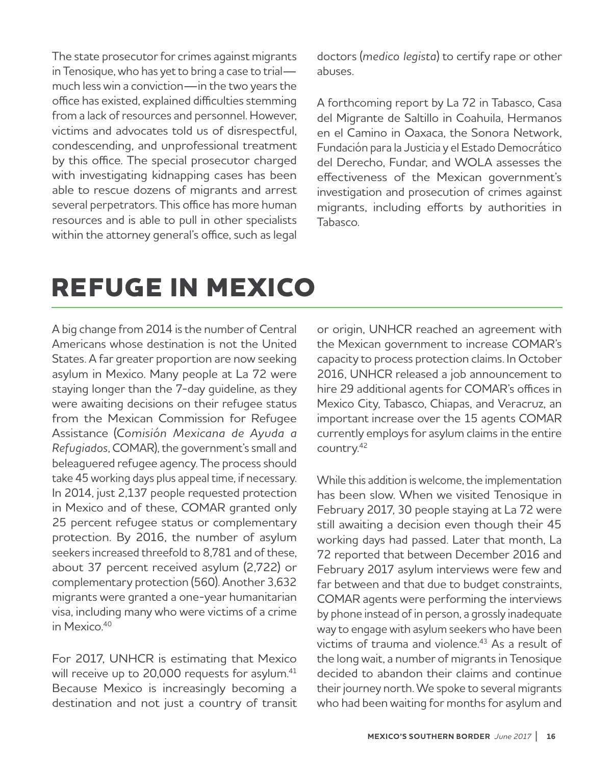The state prosecutor for crimes against migrants in Tenosique, who has yet to bring a case to trial—much less win a conviction—in the two years the office has existed, explained difficulties stemming from a lack of resources and personnel. However, victims and advocates told us of disrespectful, condescending, and unprofessional treatment by this office. The special prosecutor charged with investigating kidnapping cases has been able to rescue dozens of migrants and arrest several perpetrators. This office has more human resources and is able to pull in other specialists within the attorney general's office, such as legal doctors (*medico legista*) to certify rape or other abuses.

A forthcoming report by La 72 in Tabasco, Casa del Migrante de Saltillo in Coahuila, Hermanos en el Camino in Oaxaca, the Sonora Network, Fundación para la Justicia y el Estado Democrático del Derecho, Fundar, and WOLA assesses the effectiveness of the Mexican government's investigation and prosecution of crimes against migrants, including efforts by authorities in Tabasco.

# REFUGE IN MEXICO

A big change from 2014 is the number of Central Americans whose destination is not the United States. A far greater proportion are now seeking asylum in Mexico. Many people at La 72 were staying longer than the 7-day guideline, as they were awaiting decisions on their refugee status from the Mexican Commission for Refugee Assistance (*Comisión Mexicana de Ayuda a Refugiados*, COMAR), the government's small and beleaguered refugee agency. The process should take 45 working days plus appeal time, if necessary. In 2014, just 2,137 people requested protection in Mexico and of these, COMAR granted only 25 percent refugee status or complementary protection. By 2016, the number of asylum seekers increased threefold to 8,781 and of these, about 37 percent received asylum (2,722) or complementary protection (560). Another 3,632 migrants were granted a one-year humanitarian visa, including many who were victims of a crime in Mexico.[40]

For 2017, UNHCR is estimating that Mexico will receive up to 20,000 requests for asylum.[41] Because Mexico is increasingly becoming a destination and not just a country of transit or origin, UNHCR reached an agreement with the Mexican government to increase COMAR's capacity to process protection claims. In October 2016, UNHCR released a job announcement to hire 29 additional agents for COMAR's offices in Mexico City, Tabasco, Chiapas, and Veracruz, an important increase over the 15 agents COMAR currently employs for asylum claims in the entire country.[42]

While this addition is welcome, the implementation has been slow. When we visited Tenosique in February 2017, 30 people staying at La 72 were still awaiting a decision even though their 45 working days had passed. Later that month, La 72 reported that between December 2016 and February 2017 asylum interviews were few and far between and that due to budget constraints, COMAR agents were performing the interviews by phone instead of in person, a grossly inadequate way to engage with asylum seekers who have been victims of trauma and violence.[43] As a result of the long wait, a number of migrants in Tenosique decided to abandon their claims and continue their journey north. We spoke to several migrants who had been waiting for months for asylum and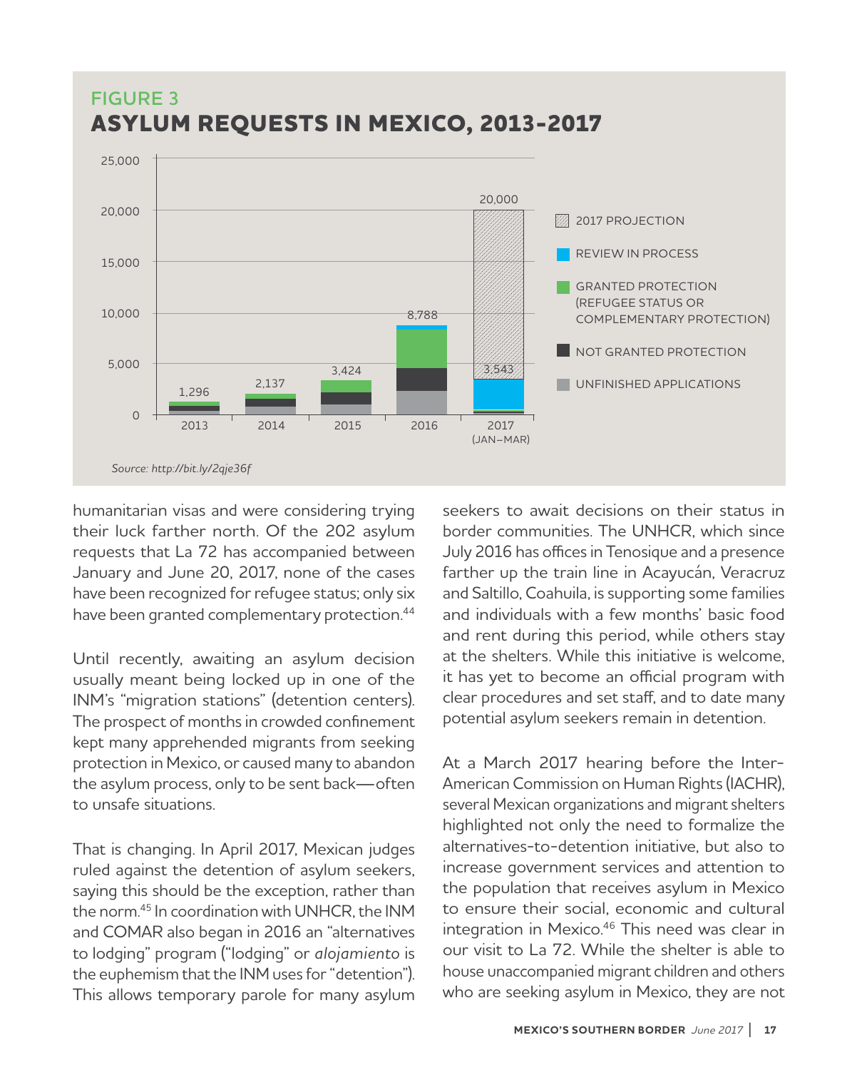## FIGURE 3
# ASYLUM REQUESTS IN MEXICO, 2013-2017

| Year | Total |
|---|---|
| 2013 | 1,296 |
| 2014 | 2,137 |
| 2015 | 3,424 |
| 2016 | 8,788 |
| 2017 (JAN–MAR) | 3,543 |
| 2017 Projection | 20,000 |

Legend: 2017 PROJECTION; REVIEW IN PROCESS; GRANTED PROTECTION (REFUGEE STATUS OR COMPLEMENTARY PROTECTION); NOT GRANTED PROTECTION; UNFINISHED APPLICATIONS

*Source: http://bit.ly/2qje36f*

humanitarian visas and were considering trying their luck farther north. Of the 202 asylum requests that La 72 has accompanied between January and June 20, 2017, none of the cases have been recognized for refugee status; only six have been granted complementary protection.[44]

Until recently, awaiting an asylum decision usually meant being locked up in one of the INM's "migration stations" (detention centers). The prospect of months in crowded confinement kept many apprehended migrants from seeking protection in Mexico, or caused many to abandon the asylum process, only to be sent back—often to unsafe situations.

That is changing. In April 2017, Mexican judges ruled against the detention of asylum seekers, saying this should be the exception, rather than the norm.[45] In coordination with UNHCR, the INM and COMAR also began in 2016 an "alternatives to lodging" program ("lodging" or *alojamiento* is the euphemism that the INM uses for "detention"). This allows temporary parole for many asylum seekers to await decisions on their status in border communities. The UNHCR, which since July 2016 has offices in Tenosique and a presence farther up the train line in Acayucán, Veracruz and Saltillo, Coahuila, is supporting some families and individuals with a few months' basic food and rent during this period, while others stay at the shelters. While this initiative is welcome, it has yet to become an official program with clear procedures and set staff, and to date many potential asylum seekers remain in detention.

At a March 2017 hearing before the Inter-American Commission on Human Rights (IACHR), several Mexican organizations and migrant shelters highlighted not only the need to formalize the alternatives-to-detention initiative, but also to increase government services and attention to the population that receives asylum in Mexico to ensure their social, economic and cultural integration in Mexico.[46] This need was clear in our visit to La 72. While the shelter is able to house unaccompanied migrant children and others who are seeking asylum in Mexico, they are not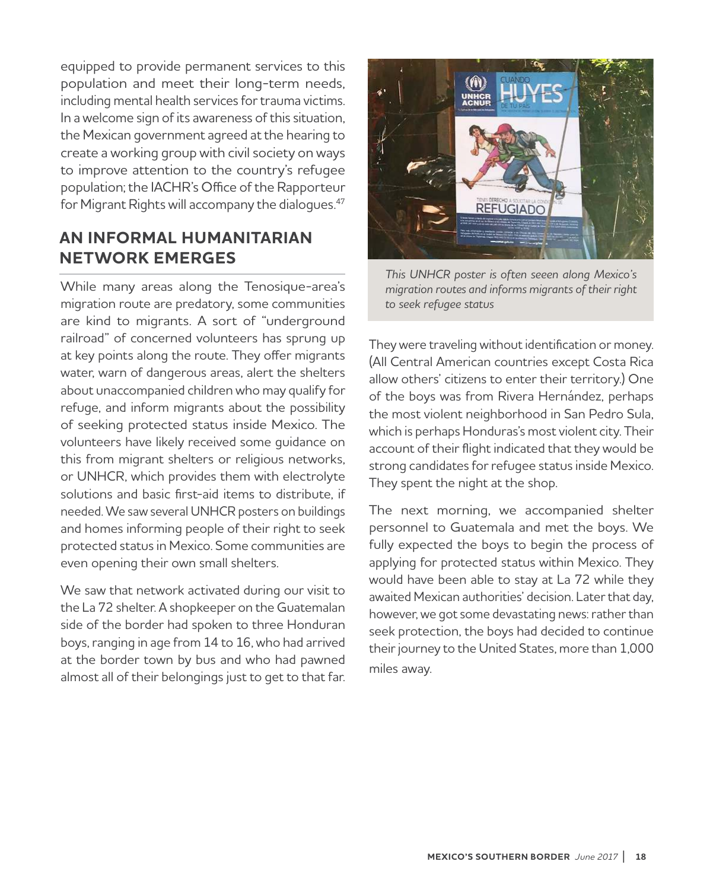equipped to provide permanent services to this population and meet their long-term needs, including mental health services for trauma victims. In a welcome sign of its awareness of this situation, the Mexican government agreed at the hearing to create a working group with civil society on ways to improve attention to the country's refugee population; the IACHR's Office of the Rapporteur for Migrant Rights will accompany the dialogues.[47]

## AN INFORMAL HUMANITARIAN NETWORK EMERGES

While many areas along the Tenosique-area's migration route are predatory, some communities are kind to migrants. A sort of "underground railroad" of concerned volunteers has sprung up at key points along the route. They offer migrants water, warn of dangerous areas, alert the shelters about unaccompanied children who may qualify for refuge, and inform migrants about the possibility of seeking protected status inside Mexico. The volunteers have likely received some guidance on this from migrant shelters or religious networks, or UNHCR, which provides them with electrolyte solutions and basic first-aid items to distribute, if needed. We saw several UNHCR posters on buildings and homes informing people of their right to seek protected status in Mexico. Some communities are even opening their own small shelters.

We saw that network activated during our visit to the La 72 shelter. A shopkeeper on the Guatemalan side of the border had spoken to three Honduran boys, ranging in age from 14 to 16, who had arrived at the border town by bus and who had pawned almost all of their belongings just to get to that far.

*This UNHCR poster is often seeen along Mexico's migration routes and informs migrants of their right to seek refugee status*

They were traveling without identification or money. (All Central American countries except Costa Rica allow others' citizens to enter their territory.) One of the boys was from Rivera Hernández, perhaps the most violent neighborhood in San Pedro Sula, which is perhaps Honduras's most violent city. Their account of their flight indicated that they would be strong candidates for refugee status inside Mexico. They spent the night at the shop.

The next morning, we accompanied shelter personnel to Guatemala and met the boys. We fully expected the boys to begin the process of applying for protected status within Mexico. They would have been able to stay at La 72 while they awaited Mexican authorities' decision. Later that day, however, we got some devastating news: rather than seek protection, the boys had decided to continue their journey to the United States, more than 1,000 miles away.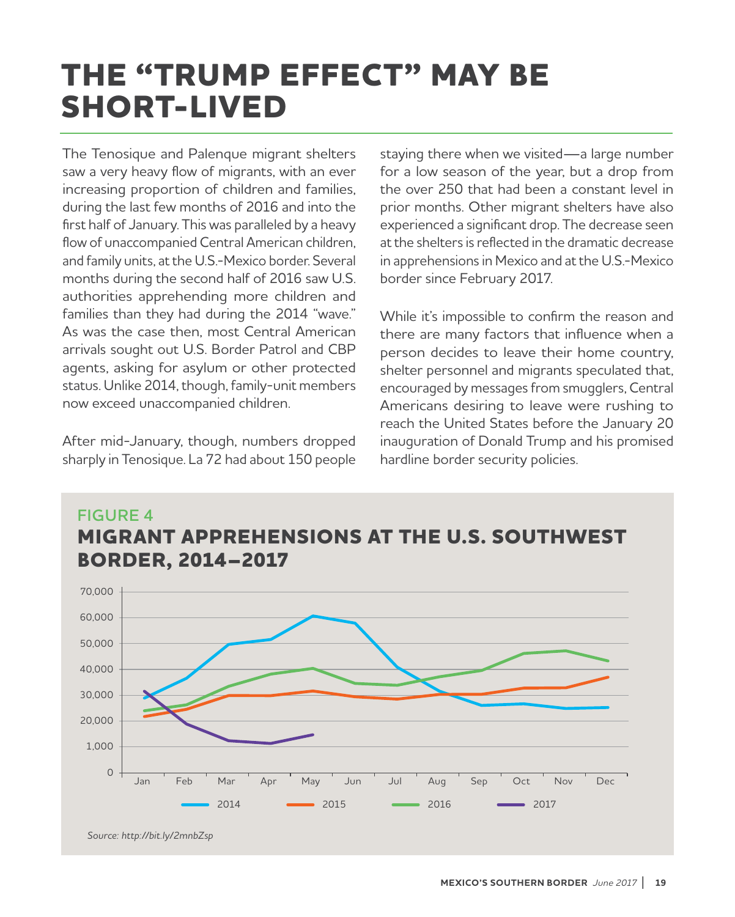# THE "TRUMP EFFECT" MAY BE SHORT-LIVED

The Tenosique and Palenque migrant shelters saw a very heavy flow of migrants, with an ever increasing proportion of children and families, during the last few months of 2016 and into the first half of January. This was paralleled by a heavy flow of unaccompanied Central American children, and family units, at the U.S.-Mexico border. Several months during the second half of 2016 saw U.S. authorities apprehending more children and families than they had during the 2014 "wave." As was the case then, most Central American arrivals sought out U.S. Border Patrol and CBP agents, asking for asylum or other protected status. Unlike 2014, though, family-unit members now exceed unaccompanied children.

After mid-January, though, numbers dropped sharply in Tenosique. La 72 had about 150 people staying there when we visited—a large number for a low season of the year, but a drop from the over 250 that had been a constant level in prior months. Other migrant shelters have also experienced a significant drop. The decrease seen at the shelters is reflected in the dramatic decrease in apprehensions in Mexico and at the U.S.-Mexico border since February 2017.

While it's impossible to confirm the reason and there are many factors that influence when a person decides to leave their home country, shelter personnel and migrants speculated that, encouraged by messages from smugglers, Central Americans desiring to leave were rushing to reach the United States before the January 20 inauguration of Donald Trump and his promised hardline border security policies.

FIGURE 4

## MIGRANT APPREHENSIONS AT THE U.S. SOUTHWEST BORDER, 2014–2017

*Source: http://bit.ly/2mnbZsp*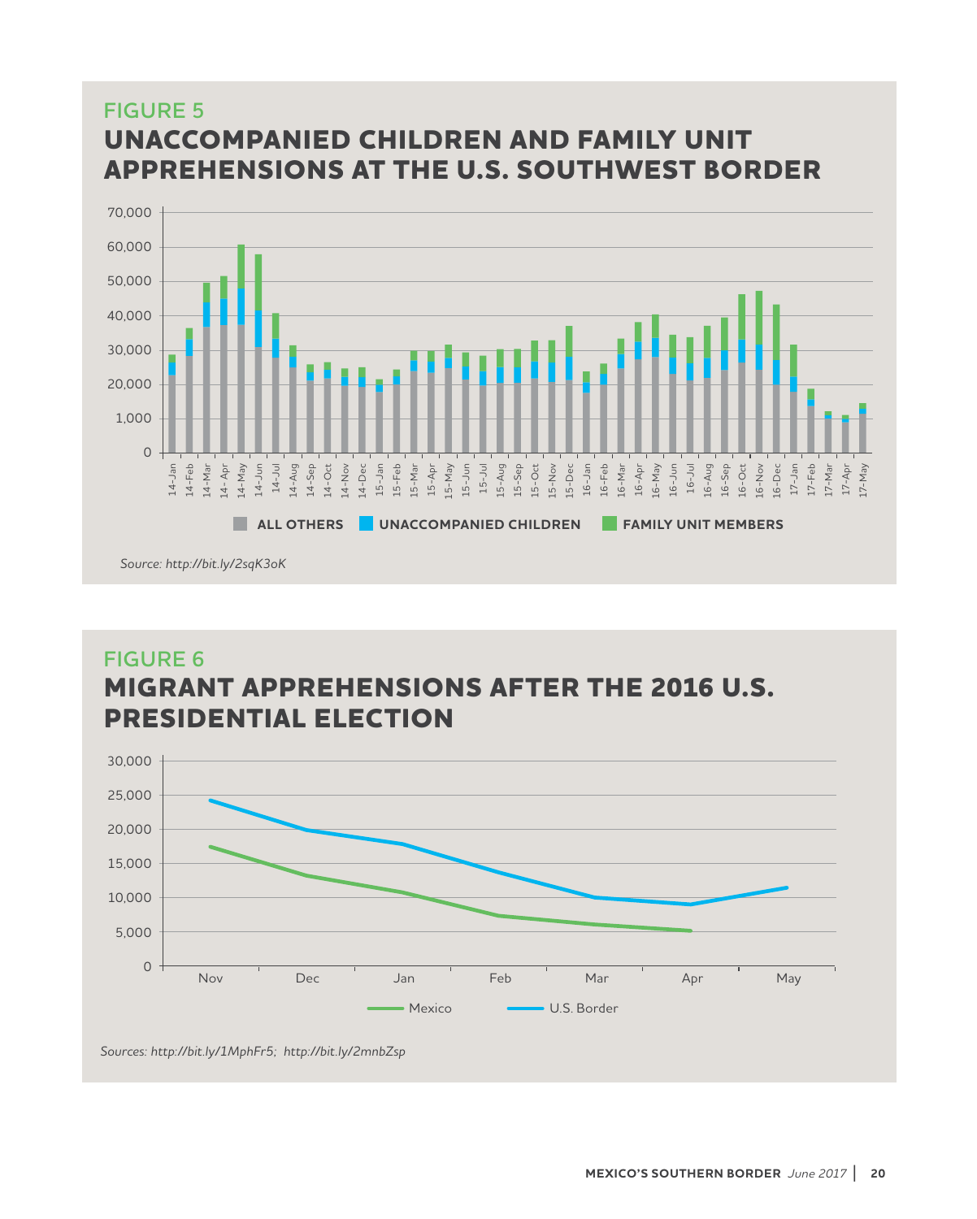## FIGURE 5

# UNACCOMPANIED CHILDREN AND FAMILY UNIT APPREHENSIONS AT THE U.S. SOUTHWEST BORDER

ALL OTHERS | UNACCOMPANIED CHILDREN | FAMILY UNIT MEMBERS

*Source: http://bit.ly/2sqK3oK*

## FIGURE 6

# MIGRANT APPREHENSIONS AFTER THE 2016 U.S. PRESIDENTIAL ELECTION

Mexico | U.S. Border

*Sources: http://bit.ly/1MphFr5; http://bit.ly/2mnbZsp*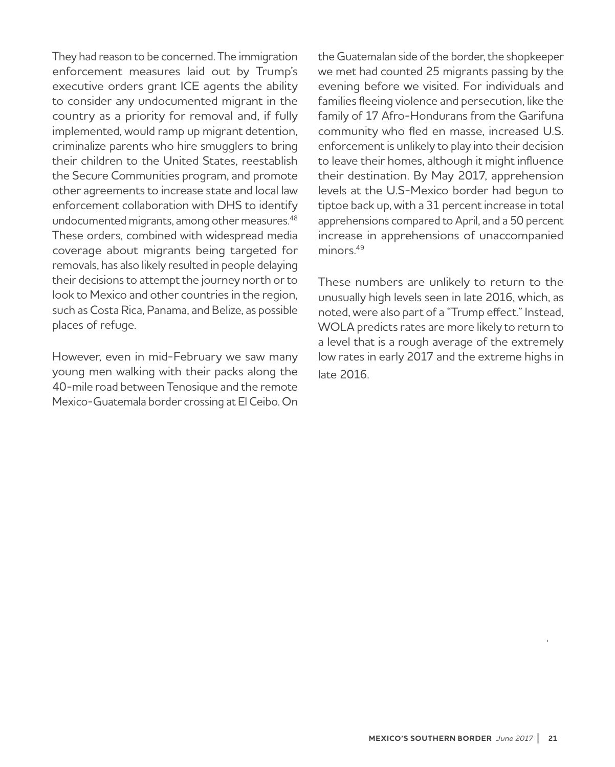They had reason to be concerned. The immigration enforcement measures laid out by Trump's executive orders grant ICE agents the ability to consider any undocumented migrant in the country as a priority for removal and, if fully implemented, would ramp up migrant detention, criminalize parents who hire smugglers to bring their children to the United States, reestablish the Secure Communities program, and promote other agreements to increase state and local law enforcement collaboration with DHS to identify undocumented migrants, among other measures.[48] These orders, combined with widespread media coverage about migrants being targeted for removals, has also likely resulted in people delaying their decisions to attempt the journey north or to look to Mexico and other countries in the region, such as Costa Rica, Panama, and Belize, as possible places of refuge.

However, even in mid-February we saw many young men walking with their packs along the 40-mile road between Tenosique and the remote Mexico-Guatemala border crossing at El Ceibo. On the Guatemalan side of the border, the shopkeeper we met had counted 25 migrants passing by the evening before we visited. For individuals and families fleeing violence and persecution, like the family of 17 Afro-Hondurans from the Garifuna community who fled en masse, increased U.S. enforcement is unlikely to play into their decision to leave their homes, although it might influence their destination. By May 2017, apprehension levels at the U.S-Mexico border had begun to tiptoe back up, with a 31 percent increase in total apprehensions compared to April, and a 50 percent increase in apprehensions of unaccompanied minors.[49]

These numbers are unlikely to return to the unusually high levels seen in late 2016, which, as noted, were also part of a "Trump effect." Instead, WOLA predicts rates are more likely to return to a level that is a rough average of the extremely low rates in early 2017 and the extreme highs in late 2016.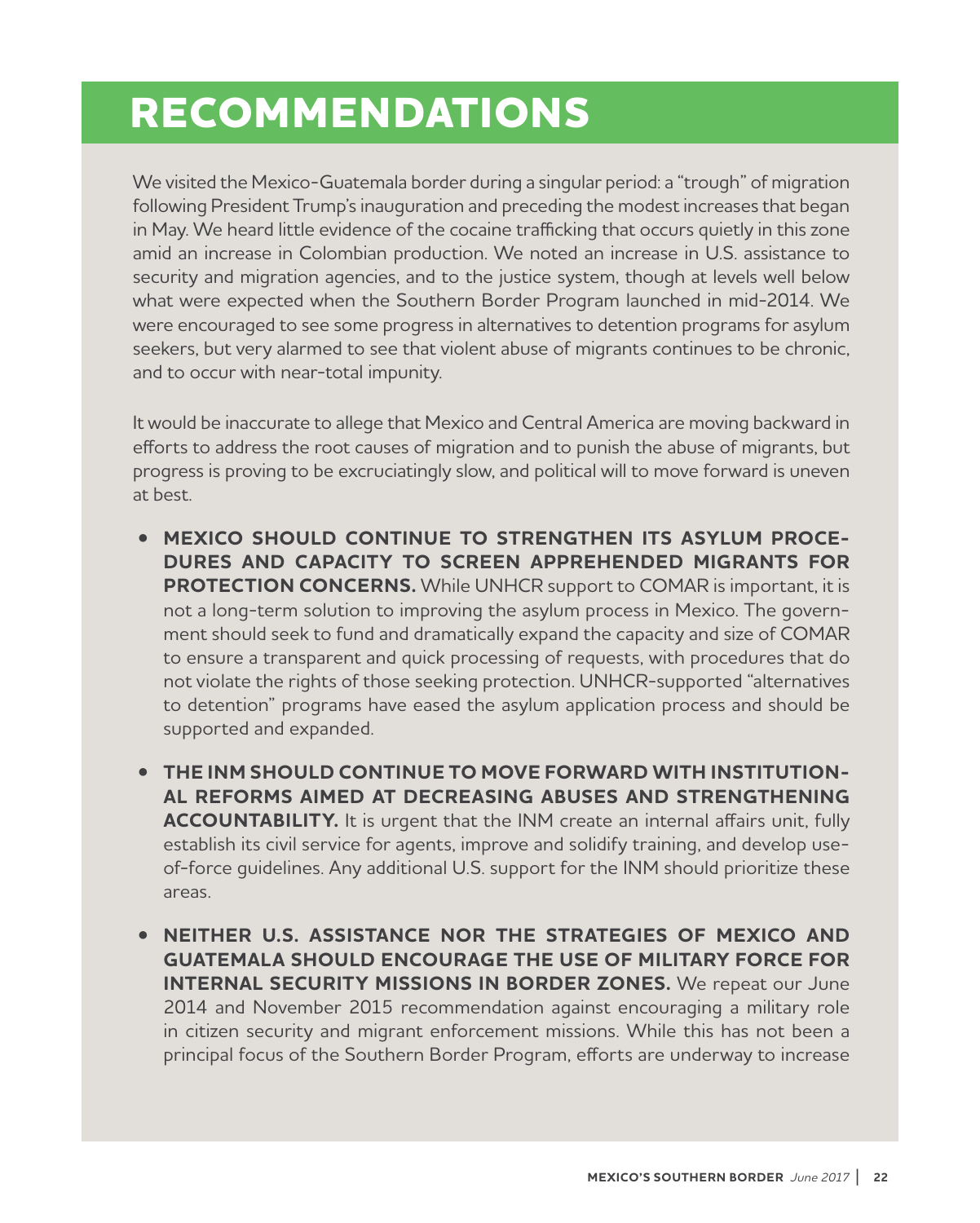# RECOMMENDATIONS

We visited the Mexico-Guatemala border during a singular period: a "trough" of migration following President Trump's inauguration and preceding the modest increases that began in May. We heard little evidence of the cocaine trafficking that occurs quietly in this zone amid an increase in Colombian production. We noted an increase in U.S. assistance to security and migration agencies, and to the justice system, though at levels well below what were expected when the Southern Border Program launched in mid-2014. We were encouraged to see some progress in alternatives to detention programs for asylum seekers, but very alarmed to see that violent abuse of migrants continues to be chronic, and to occur with near-total impunity.

It would be inaccurate to allege that Mexico and Central America are moving backward in efforts to address the root causes of migration and to punish the abuse of migrants, but progress is proving to be excruciatingly slow, and political will to move forward is uneven at best.

- **MEXICO SHOULD CONTINUE TO STRENGTHEN ITS ASYLUM PROCEDURES AND CAPACITY TO SCREEN APPREHENDED MIGRANTS FOR PROTECTION CONCERNS.** While UNHCR support to COMAR is important, it is not a long-term solution to improving the asylum process in Mexico. The government should seek to fund and dramatically expand the capacity and size of COMAR to ensure a transparent and quick processing of requests, with procedures that do not violate the rights of those seeking protection. UNHCR-supported "alternatives to detention" programs have eased the asylum application process and should be supported and expanded.

- **THE INM SHOULD CONTINUE TO MOVE FORWARD WITH INSTITUTIONAL REFORMS AIMED AT DECREASING ABUSES AND STRENGTHENING ACCOUNTABILITY.** It is urgent that the INM create an internal affairs unit, fully establish its civil service for agents, improve and solidify training, and develop use-of-force guidelines. Any additional U.S. support for the INM should prioritize these areas.

- **NEITHER U.S. ASSISTANCE NOR THE STRATEGIES OF MEXICO AND GUATEMALA SHOULD ENCOURAGE THE USE OF MILITARY FORCE FOR INTERNAL SECURITY MISSIONS IN BORDER ZONES.** We repeat our June 2014 and November 2015 recommendation against encouraging a military role in citizen security and migrant enforcement missions. While this has not been a principal focus of the Southern Border Program, efforts are underway to increase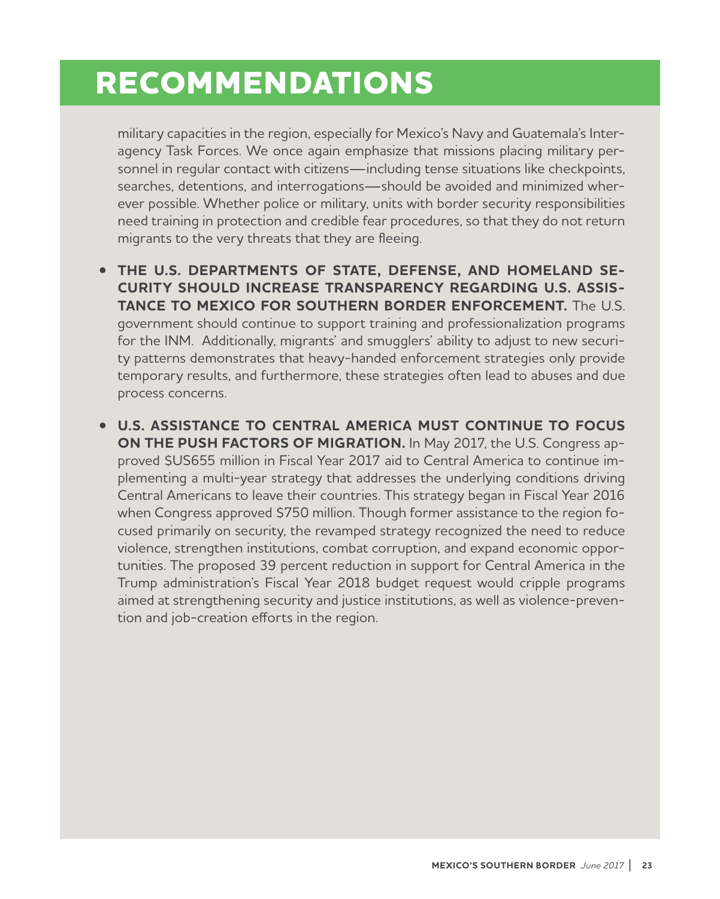# RECOMMENDATIONS

military capacities in the region, especially for Mexico's Navy and Guatemala's Interagency Task Forces. We once again emphasize that missions placing military personnel in regular contact with citizens—including tense situations like checkpoints, searches, detentions, and interrogations—should be avoided and minimized wherever possible. Whether police or military, units with border security responsibilities need training in protection and credible fear procedures, so that they do not return migrants to the very threats that they are fleeing.

- **THE U.S. DEPARTMENTS OF STATE, DEFENSE, AND HOMELAND SECURITY SHOULD INCREASE TRANSPARENCY REGARDING U.S. ASSISTANCE TO MEXICO FOR SOUTHERN BORDER ENFORCEMENT.** The U.S. government should continue to support training and professionalization programs for the INM. Additionally, migrants' and smugglers' ability to adjust to new security patterns demonstrates that heavy-handed enforcement strategies only provide temporary results, and furthermore, these strategies often lead to abuses and due process concerns.

- **U.S. ASSISTANCE TO CENTRAL AMERICA MUST CONTINUE TO FOCUS ON THE PUSH FACTORS OF MIGRATION.** In May 2017, the U.S. Congress approved $US655 million in Fiscal Year 2017 aid to Central America to continue implementing a multi-year strategy that addresses the underlying conditions driving Central Americans to leave their countries. This strategy began in Fiscal Year 2016 when Congress approved $750 million. Though former assistance to the region focused primarily on security, the revamped strategy recognized the need to reduce violence, strengthen institutions, combat corruption, and expand economic opportunities. The proposed 39 percent reduction in support for Central America in the Trump administration's Fiscal Year 2018 budget request would cripple programs aimed at strengthening security and justice institutions, as well as violence-prevention and job-creation efforts in the region.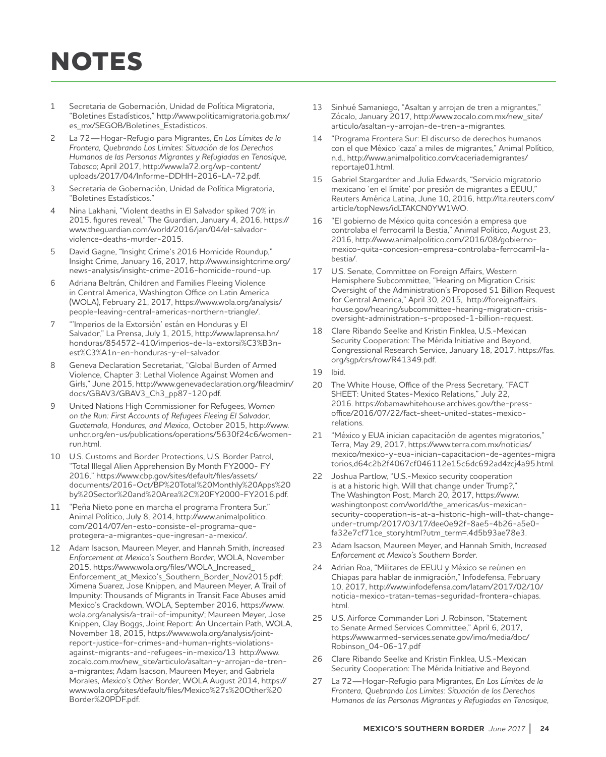# NOTES

1. Secretaria de Gobernación, Unidad de Política Migratoria, "Boletines Estadísticos," http://www.politicamigratoria.gob.mx/es_mx/SEGOB/Boletines_Estadisticos.
2. La 72—Hogar-Refugio para Migrantes, *En Los Límites de la Frontera, Quebrando Los Limites: Situación de los Derechos Humanos de las Personas Migrantes y Refugiadas en Tenosique, Tabasco*; April 2017, http://www.la72.org/wp-content/uploads/2017/04/Informe-DDHH-2016-LA-72.pdf.
3. Secretaria de Gobernación, Unidad de Política Migratoria, "Boletines Estadísticos."
4. Nina Lakhani, "Violent deaths in El Salvador spiked 70% in 2015, figures reveal," The Guardian, January 4, 2016, https://www.theguardian.com/world/2016/jan/04/el-salvador-violence-deaths-murder-2015.
5. David Gagne, "Insight Crime's 2016 Homicide Roundup," Insight Crime, January 16, 2017, http://www.insightcrime.org/news-analysis/insight-crime-2016-homicide-round-up.
6. Adriana Beltrán, Children and Families Fleeing Violence in Central America, Washington Office on Latin America (WOLA), February 21, 2017, https://www.wola.org/analysis/people-leaving-central-americas-northern-triangle/.
7. "'Imperios de la Extorsión' están en Honduras y El Salvador," La Prensa, July 1, 2015, http://www.laprensa.hn/honduras/854572-410/imperios-de-la-extorsi%C3%B3n-est%C3%A1n-en-honduras-y-el-salvador.
8. Geneva Declaration Secretariat, "Global Burden of Armed Violence, Chapter 3: Lethal Violence Against Women and Girls," June 2015, http://www.genevadeclaration.org/fileadmin/docs/GBAV3/GBAV3_Ch3_pp87-120.pdf.
9. United Nations High Commissioner for Refugees, *Women on the Run: First Accounts of Refugees Fleeing El Salvador, Guatemala, Honduras, and Mexico*, October 2015, http://www.unhcr.org/en-us/publications/operations/5630f24c6/women-run.html.
10. U.S. Customs and Border Protections, U.S. Border Patrol, "Total Illegal Alien Apprehension By Month FY2000- FY 2016," https://www.cbp.gov/sites/default/files/assets/documents/2016-Oct/BP%20Total%20Monthly%20Apps%20by%20Sector%20and%20Area%2C%20FY2000-FY2016.pdf.
11. "Peña Nieto pone en marcha el programa Frontera Sur," Animal Político, July 8, 2014, http://www.animalpolitico.com/2014/07/en-esto-consiste-el-programa-que-protegera-a-migrantes-que-ingresan-a-mexico/.
12. Adam Isacson, Maureen Meyer, and Hannah Smith, *Increased Enforcement at Mexico's Southern Border*, WOLA, November 2015, https://www.wola.org/files/WOLA_Increased_Enforcement_at_Mexico's_Southern_Border_Nov2015.pdf; Ximena Suarez, Jose Knippen, and Maureen Meyer, A Trail of Impunity: Thousands of Migrants in Transit Face Abuses amid Mexico's Crackdown, WOLA, September 2016, https://www.wola.org/analysis/a-trail-of-impunity/; Maureen Meyer, Jose Knippen, Clay Boggs, Joint Report: An Uncertain Path, WOLA, November 18, 2015, https://www.wola.org/analysis/joint-report-justice-for-crimes-and-human-rights-violations-against-migrants-and-refugees-in-mexico/13 http://www.zocalo.com.mx/new_site/articulo/asaltan-y-arrojan-de-tren-a-migrantes; Adam Isacson, Maureen Meyer, and Gabriela Morales, *Mexico's Other Border*, WOLA August 2014, https://www.wola.org/sites/default/files/Mexico%27s%20Other%20Border%20PDF.pdf.
13. Sinhué Samaniego, "Asaltan y arrojan de tren a migrantes," Zócalo, January 2017, http://www.zocalo.com.mx/new_site/articulo/asaltan-y-arrojan-de-tren-a-migrantes.
14. "Programa Frontera Sur: El discurso de derechos humanos con el que México 'caza' a miles de migrantes," Animal Político, n.d., http://www.animalpolitico.com/caceriademigrantes/reportaje01.html.
15. Gabriel Stargardter and Julia Edwards, "Servicio migratorio mexicano 'en el límite' por presión de migrantes a EEUU," Reuters América Latina, June 10, 2016, http://lta.reuters.com/article/topNews/idLTAKCN0YW1WO.
16. "El gobierno de México quita concesión a empresa que controlaba el ferrocarril la Bestia," Animal Político, August 23, 2016, http://www.animalpolitico.com/2016/08/gobierno-mexico-quita-concesion-empresa-controlaba-ferrocarril-la-bestia/.
17. U.S. Senate, Committee on Foreign Affairs, Western Hemisphere Subcommittee, "Hearing on Migration Crisis: Oversight of the Administration's Proposed $1 Billion Request for Central America," April 30, 2015, http://foreignaffairs.house.gov/hearing/subcommittee-hearing-migration-crisis-oversight-administration-s-proposed-1-billion-request.
18. Clare Ribando Seelke and Kristin Finklea, U.S.-Mexican Security Cooperation: The Mérida Initiative and Beyond, Congressional Research Service, January 18, 2017, https://fas.org/sgp/crs/row/R41349.pdf.
19. Ibid.
20. The White House, Office of the Press Secretary, "FACT SHEET: United States-Mexico Relations," July 22, 2016. https://obamawhitehouse.archives.gov/the-press-office/2016/07/22/fact-sheet-united-states-mexico-relations.
21. "México y EUA inician capacitación de agentes migratorios," Terra, May 29, 2017, https://www.terra.com.mx/noticias/mexico/mexico-y-eua-inician-capacitacion-de-agentes-migratorios,d64c2b2f4067cf046112e15c6dc692ad4zcj4a95.html.
22. Joshua Partlow, "U.S.-Mexico security cooperation is at a historic high. Will that change under Trump?," The Washington Post, March 20, 2017, https://www.washingtonpost.com/world/the_americas/us-mexican-security-cooperation-is-at-a-historic-high-will-that-change-under-trump/2017/03/17/dee0e92f-8ae5-4b26-a5e0-fa32e7cf71ce_story.html?utm_term=.4d5b93ae78e3.
23. Adam Isacson, Maureen Meyer, and Hannah Smith, *Increased Enforcement at Mexico's Southern Border*.
24. Adrian Roa, "Militares de EEUU y México se reúnen en Chiapas para hablar de inmigración," Infodefensa, February 10, 2017, http://www.infodefensa.com/latam/2017/02/10/noticia-mexico-tratan-temas-seguridad-frontera-chiapas.html.
25. U.S. Airforce Commander Lori J. Robinson, "Statement to Senate Armed Services Committee," April 6, 2017, https://www.armed-services.senate.gov/imo/media/doc/Robinson_04-06-17.pdf
26. Clare Ribando Seelke and Kristin Finklea, U.S.-Mexican Security Cooperation: The Mérida Initiative and Beyond.
27. La 72—Hogar-Refugio para Migrantes, *En Los Límites de la Frontera, Quebrando Los Limites: Situación de los Derechos Humanos de las Personas Migrantes y Refugiadas en Tenosique,*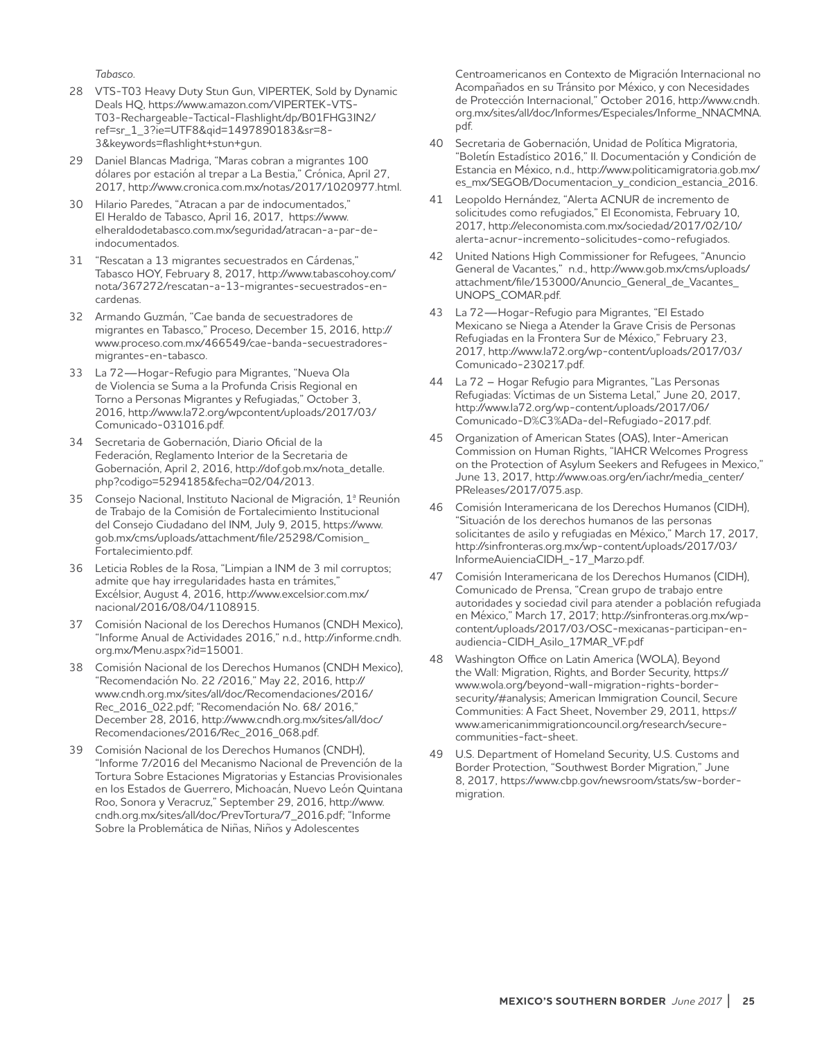*Tabasco*.

28 VTS-T03 Heavy Duty Stun Gun, VIPERTEK, Sold by Dynamic Deals HQ, https://www.amazon.com/VIPERTEK-VTS-T03-Rechargeable-Tactical-Flashlight/dp/B01FHG3IN2/ref=sr_1_3?ie=UTF8&qid=1497890183&sr=8-3&keywords=flashlight+stun+gun.

29 Daniel Blancas Madriga, "Maras cobran a migrantes 100 dólares por estación al trepar a La Bestia," Crónica, April 27, 2017, http://www.cronica.com.mx/notas/2017/1020977.html.

30 Hilario Paredes, "Atracan a par de indocumentados," El Heraldo de Tabasco, April 16, 2017, https://www.elheraldodetabasco.com.mx/seguridad/atracan-a-par-de-indocumentados.

31 "Rescatan a 13 migrantes secuestrados en Cárdenas," Tabasco HOY, February 8, 2017, http://www.tabascohoy.com/nota/367272/rescatan-a-13-migrantes-secuestrados-en-cardenas.

32 Armando Guzmán, "Cae banda de secuestradores de migrantes en Tabasco," Proceso, December 15, 2016, http://www.proceso.com.mx/466549/cae-banda-secuestradores-migrantes-en-tabasco.

33 La 72—Hogar-Refugio para Migrantes, "Nueva Ola de Violencia se Suma a la Profunda Crisis Regional en Torno a Personas Migrantes y Refugiadas," October 3, 2016, http://www.la72.org/wpcontent/uploads/2017/03/Comunicado-031016.pdf.

34 Secretaria de Gobernación, Diario Oficial de la Federación, Reglamento Interior de la Secretaria de Gobernación, April 2, 2016, http://dof.gob.mx/nota_detalle.php?codigo=5294185&fecha=02/04/2013.

35 Consejo Nacional, Instituto Nacional de Migración, 1ª Reunión de Trabajo de la Comisión de Fortalecimiento Institucional del Consejo Ciudadano del INM, July 9, 2015, https://www.gob.mx/cms/uploads/attachment/file/25298/Comision_Fortalecimiento.pdf.

36 Leticia Robles de la Rosa, "Limpian a INM de 3 mil corruptos; admite que hay irregularidades hasta en trámites," Excélsior, August 4, 2016, http://www.excelsior.com.mx/nacional/2016/08/04/1108915.

37 Comisión Nacional de los Derechos Humanos (CNDH Mexico), "Informe Anual de Actividades 2016," n.d., http://informe.cndh.org.mx/Menu.aspx?id=15001.

38 Comisión Nacional de los Derechos Humanos (CNDH Mexico), "Recomendación No. 22 /2016," May 22, 2016, http://www.cndh.org.mx/sites/all/doc/Recomendaciones/2016/Rec_2016_022.pdf; "Recomendación No. 68/ 2016," December 28, 2016, http://www.cndh.org.mx/sites/all/doc/Recomendaciones/2016/Rec_2016_068.pdf.

39 Comisión Nacional de los Derechos Humanos (CNDH), "Informe 7/2016 del Mecanismo Nacional de Prevención de la Tortura Sobre Estaciones Migratorias y Estancias Provisionales en los Estados de Guerrero, Michoacán, Nuevo León Quintana Roo, Sonora y Veracruz," September 29, 2016, http://www.cndh.org.mx/sites/all/doc/PrevTortura/7_2016.pdf; "Informe Sobre la Problemática de Niñas, Niños y Adolescentes Centroamericanos en Contexto de Migración Internacional no Acompañados en su Tránsito por México, y con Necesidades de Protección Internacional," October 2016, http://www.cndh.org.mx/sites/all/doc/Informes/Especiales/Informe_NNACMNA.pdf.

40 Secretaria de Gobernación, Unidad de Política Migratoria, "Boletín Estadístico 2016," II. Documentación y Condición de Estancia en México, n.d., http://www.politicamigratoria.gob.mx/es_mx/SEGOB/Documentacion_y_condicion_estancia_2016.

41 Leopoldo Hernández, "Alerta ACNUR de incremento de solicitudes como refugiados," El Economista, February 10, 2017, http://eleconomista.com.mx/sociedad/2017/02/10/alerta-acnur-incremento-solicitudes-como-refugiados.

42 United Nations High Commissioner for Refugees, "Anuncio General de Vacantes," n.d., http://www.gob.mx/cms/uploads/attachment/file/153000/Anuncio_General_de_Vacantes_UNOPS_COMAR.pdf.

43 La 72—Hogar-Refugio para Migrantes, "El Estado Mexicano se Niega a Atender la Grave Crisis de Personas Refugiadas en la Frontera Sur de México," February 23, 2017, http://www.la72.org/wp-content/uploads/2017/03/Comunicado-230217.pdf.

44 La 72 – Hogar Refugio para Migrantes, "Las Personas Refugiadas: Víctimas de un Sistema Letal," June 20, 2017, http://www.la72.org/wp-content/uploads/2017/06/Comunicado-D%C3%ADa-del-Refugiado-2017.pdf.

45 Organization of American States (OAS), Inter-American Commission on Human Rights, "IAHCR Welcomes Progress on the Protection of Asylum Seekers and Refugees in Mexico," June 13, 2017, http://www.oas.org/en/iachr/media_center/PReleases/2017/075.asp.

46 Comisión Interamericana de los Derechos Humanos (CIDH), "Situación de los derechos humanos de las personas solicitantes de asilo y refugiadas en México," March 17, 2017, http://sinfronteras.org.mx/wp-content/uploads/2017/03/InformeAuienciaCIDH_-17_Marzo.pdf.

47 Comisión Interamericana de los Derechos Humanos (CIDH), Comunicado de Prensa, "Crean grupo de trabajo entre autoridades y sociedad civil para atender a población refugiada en México," March 17, 2017; http://sinfronteras.org.mx/wp-content/uploads/2017/03/OSC-mexicanas-participan-en-audiencia-CIDH_Asilo_17MAR_VF.pdf

48 Washington Office on Latin America (WOLA), Beyond the Wall: Migration, Rights, and Border Security, https://www.wola.org/beyond-wall-migration-rights-border-security/#analysis; American Immigration Council, Secure Communities: A Fact Sheet, November 29, 2011, https://www.americanimmigrationcouncil.org/research/secure-communities-fact-sheet.

49 U.S. Department of Homeland Security, U.S. Customs and Border Protection, "Southwest Border Migration," June 8, 2017, https://www.cbp.gov/newsroom/stats/sw-border-migration.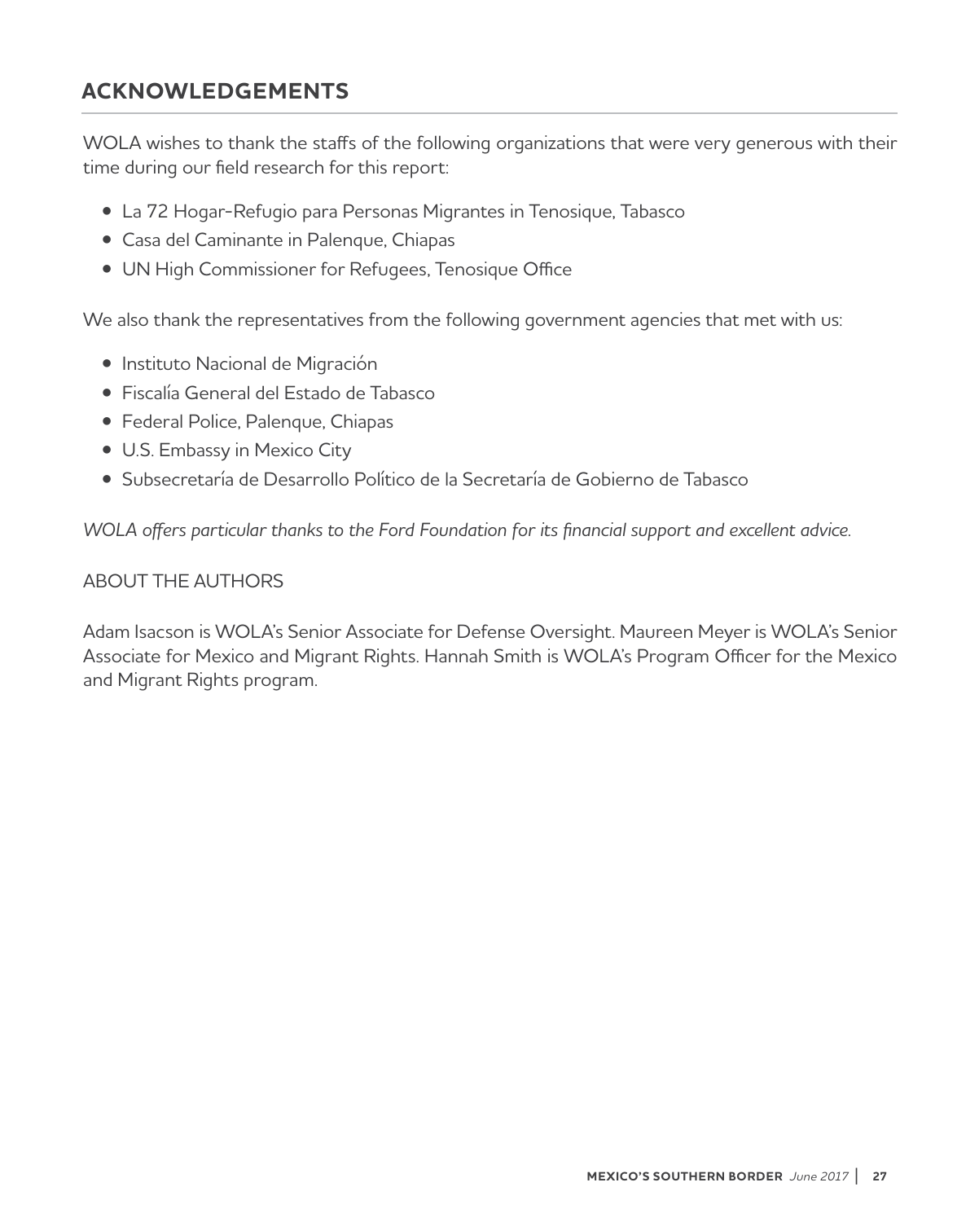## ACKNOWLEDGEMENTS

WOLA wishes to thank the staffs of the following organizations that were very generous with their time during our field research for this report:

- La 72 Hogar-Refugio para Personas Migrantes in Tenosique, Tabasco
- Casa del Caminante in Palenque, Chiapas
- UN High Commissioner for Refugees, Tenosique Office

We also thank the representatives from the following government agencies that met with us:

- Instituto Nacional de Migración
- Fiscalía General del Estado de Tabasco
- Federal Police, Palenque, Chiapas
- U.S. Embassy in Mexico City
- Subsecretaría de Desarrollo Político de la Secretaría de Gobierno de Tabasco

*WOLA offers particular thanks to the Ford Foundation for its financial support and excellent advice.*

ABOUT THE AUTHORS

Adam Isacson is WOLA's Senior Associate for Defense Oversight. Maureen Meyer is WOLA's Senior Associate for Mexico and Migrant Rights. Hannah Smith is WOLA's Program Officer for the Mexico and Migrant Rights program.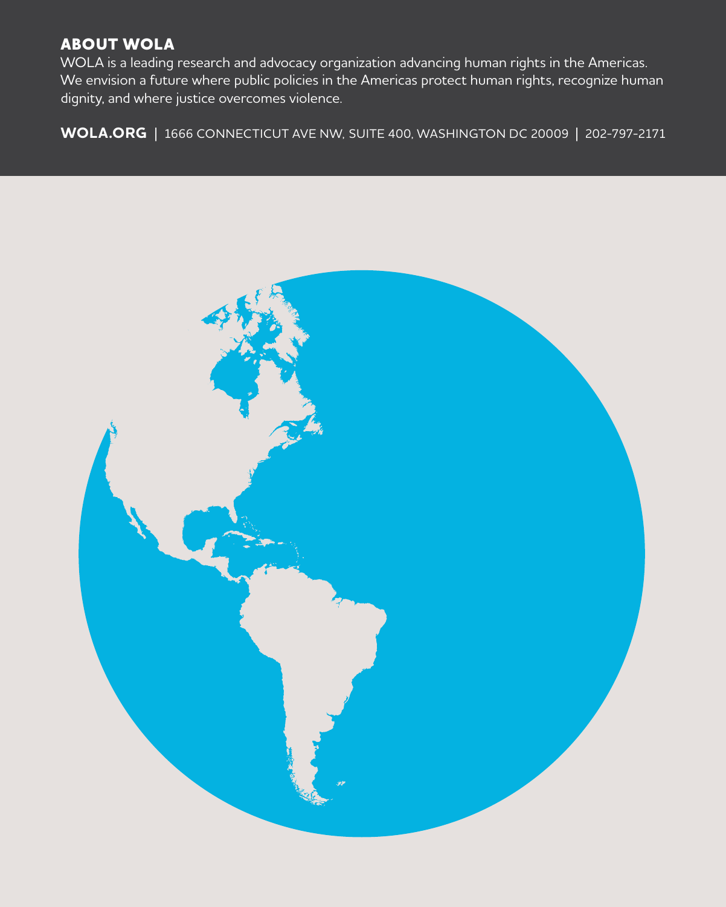## ABOUT WOLA

WOLA is a leading research and advocacy organization advancing human rights in the Americas. We envision a future where public policies in the Americas protect human rights, recognize human dignity, and where justice overcomes violence.

**WOLA.ORG** | 1666 CONNECTICUT AVE NW, SUITE 400, WASHINGTON DC 20009 | 202-797-2171